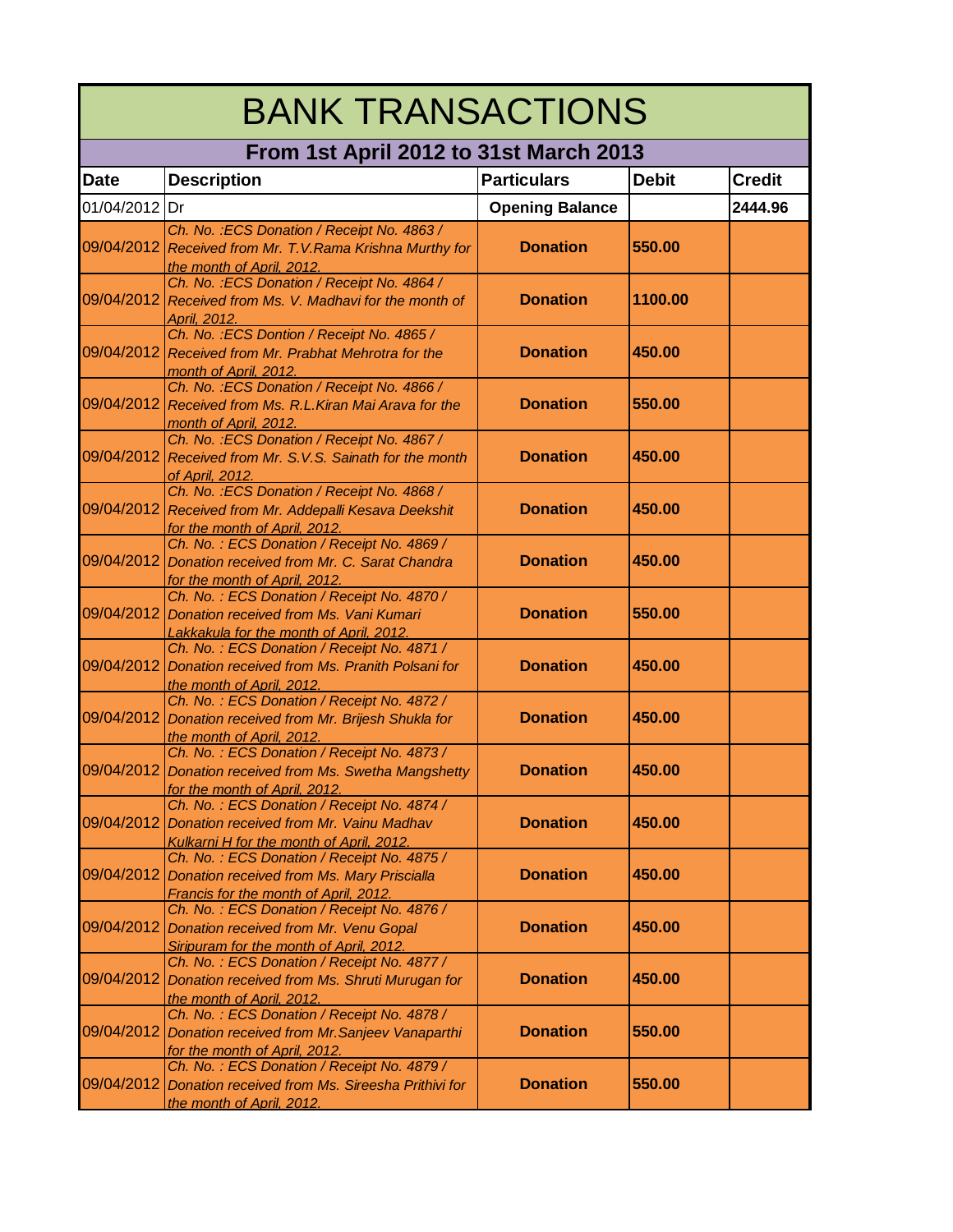# BANK TRANSACTIONS

## From 1st April 2012 to 31st March 2013

| Date | Description | Particulars | Debit | Credit |
|---|---|---|---|---|
| 01/04/2012 | Dr | **Opening Balance** | | **2444.96** |
| 09/04/2012 | *Ch. No. :ECS Donation / Receipt No. 4863 / Received from Mr. T.V.Rama Krishna Murthy for the month of April, 2012.* | **Donation** | **550.00** | |
| 09/04/2012 | *Ch. No. :ECS Donation / Receipt No. 4864 / Received from Ms. V. Madhavi for the month of April, 2012.* | **Donation** | **1100.00** | |
| 09/04/2012 | *Ch. No. :ECS Dontion / Receipt No. 4865 / Received from Mr. Prabhat Mehrotra for the month of April, 2012.* | **Donation** | **450.00** | |
| 09/04/2012 | *Ch. No. :ECS Donation / Receipt No. 4866 / Received from Ms. R.L.Kiran Mai Arava for the month of April, 2012.* | **Donation** | **550.00** | |
| 09/04/2012 | *Ch. No. :ECS Donation / Receipt No. 4867 / Received from Mr. S.V.S. Sainath for the month of April, 2012.* | **Donation** | **450.00** | |
| 09/04/2012 | *Ch. No. :ECS Donation / Receipt No. 4868 / Received from Mr. Addepalli Kesava Deekshit for the month of April, 2012.* | **Donation** | **450.00** | |
| 09/04/2012 | *Ch. No. : ECS Donation / Receipt No. 4869 / Donation received from Mr. C. Sarat Chandra for the month of April, 2012.* | **Donation** | **450.00** | |
| 09/04/2012 | *Ch. No. : ECS Donation / Receipt No. 4870 / Donation received from Ms. Vani Kumari Lakkakula for the month of April, 2012.* | **Donation** | **550.00** | |
| 09/04/2012 | *Ch. No. : ECS Donation / Receipt No. 4871 / Donation received from Ms. Pranith Polsani for the month of April, 2012.* | **Donation** | **450.00** | |
| 09/04/2012 | *Ch. No. : ECS Donation / Receipt No. 4872 / Donation received from Mr. Brijesh Shukla for the month of April, 2012.* | **Donation** | **450.00** | |
| 09/04/2012 | *Ch. No. : ECS Donation / Receipt No. 4873 / Donation received from Ms. Swetha Mangshetty for the month of April, 2012.* | **Donation** | **450.00** | |
| 09/04/2012 | *Ch. No. : ECS Donation / Receipt No. 4874 / Donation received from Mr. Vainu Madhav Kulkarni H for the month of April, 2012.* | **Donation** | **450.00** | |
| 09/04/2012 | *Ch. No. : ECS Donation / Receipt No. 4875 / Donation received from Ms. Mary Priscialla Francis for the month of April, 2012.* | **Donation** | **450.00** | |
| 09/04/2012 | *Ch. No. : ECS Donation / Receipt No. 4876 / Donation received from Mr. Venu Gopal Siripuram for the month of April, 2012.* | **Donation** | **450.00** | |
| 09/04/2012 | *Ch. No. : ECS Donation / Receipt No. 4877 / Donation received from Ms. Shruti Murugan for the month of April, 2012.* | **Donation** | **450.00** | |
| 09/04/2012 | *Ch. No. : ECS Donation / Receipt No. 4878 / Donation received from Mr.Sanjeev Vanaparthi for the month of April, 2012.* | **Donation** | **550.00** | |
| 09/04/2012 | *Ch. No. : ECS Donation / Receipt No. 4879 / Donation received from Ms. Sireesha Prithivi for the month of April, 2012.* | **Donation** | **550.00** | |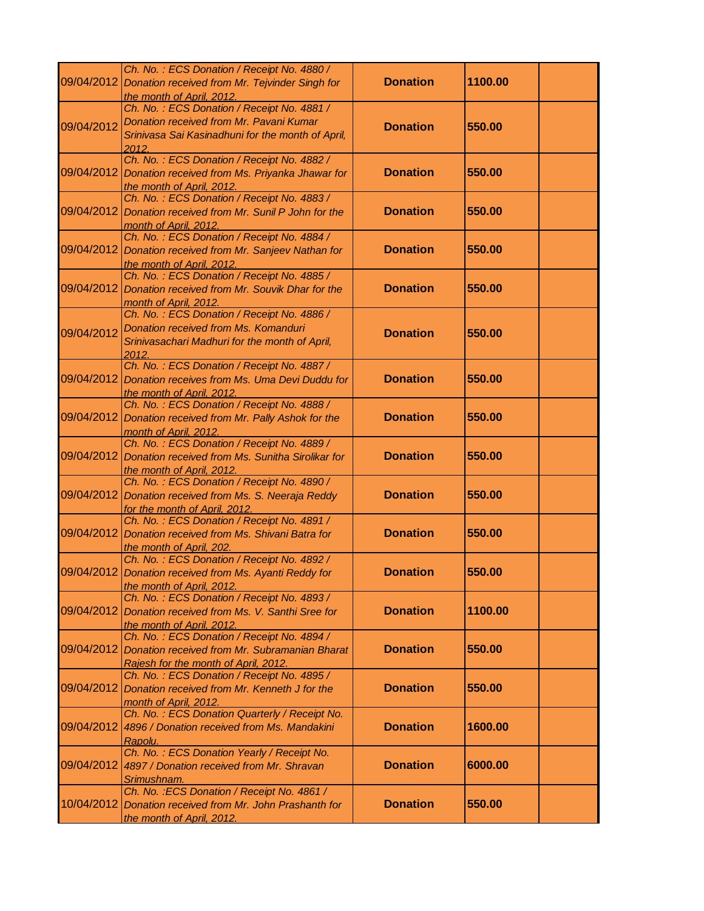| | | | | |
|---|---|---|---|---|
| 09/04/2012 | *Ch. No. : ECS Donation / Receipt No. 4880 / Donation received from Mr. Tejvinder Singh for the month of April, 2012.* | **Donation** | **1100.00** | |
| 09/04/2012 | *Ch. No. : ECS Donation / Receipt No. 4881 / Donation received from Mr. Pavani Kumar Srinivasa Sai Kasinadhuni for the month of April, 2012.* | **Donation** | **550.00** | |
| 09/04/2012 | *Ch. No. : ECS Donation / Receipt No. 4882 / Donation received from Ms. Priyanka Jhawar for the month of April, 2012.* | **Donation** | **550.00** | |
| 09/04/2012 | *Ch. No. : ECS Donation / Receipt No. 4883 / Donation received from Mr. Sunil P John for the month of April, 2012.* | **Donation** | **550.00** | |
| 09/04/2012 | *Ch. No. : ECS Donation / Receipt No. 4884 / Donation received from Mr. Sanjeev Nathan for the month of April, 2012.* | **Donation** | **550.00** | |
| 09/04/2012 | *Ch. No. : ECS Donation / Receipt No. 4885 / Donation received from Mr. Souvik Dhar for the month of April, 2012.* | **Donation** | **550.00** | |
| 09/04/2012 | *Ch. No. : ECS Donation / Receipt No. 4886 / Donation received from Ms. Komanduri Srinivasachari Madhuri for the month of April, 2012.* | **Donation** | **550.00** | |
| 09/04/2012 | *Ch. No. : ECS Donation / Receipt No. 4887 / Donation receives from Ms. Uma Devi Duddu for the month of April, 2012.* | **Donation** | **550.00** | |
| 09/04/2012 | *Ch. No. : ECS Donation / Receipt No. 4888 / Donation received from Mr. Pally Ashok for the month of April, 2012.* | **Donation** | **550.00** | |
| 09/04/2012 | *Ch. No. : ECS Donation / Receipt No. 4889 / Donation received from Ms. Sunitha Sirolikar for the month of April, 2012.* | **Donation** | **550.00** | |
| 09/04/2012 | *Ch. No. : ECS Donation / Receipt No. 4890 / Donation received from Ms. S. Neeraja Reddy for the month of April, 2012.* | **Donation** | **550.00** | |
| 09/04/2012 | *Ch. No. : ECS Donation / Receipt No. 4891 / Donation received from Ms. Shivani Batra for the month of April, 202.* | **Donation** | **550.00** | |
| 09/04/2012 | *Ch. No. : ECS Donation / Receipt No. 4892 / Donation received from Ms. Ayanti Reddy for the month of April, 2012.* | **Donation** | **550.00** | |
| 09/04/2012 | *Ch. No. : ECS Donation / Receipt No. 4893 / Donation received from Ms. V. Santhi Sree for the month of April, 2012.* | **Donation** | **1100.00** | |
| 09/04/2012 | *Ch. No. : ECS Donation / Receipt No. 4894 / Donation received from Mr. Subramanian Bharat Rajesh for the month of April, 2012.* | **Donation** | **550.00** | |
| 09/04/2012 | *Ch. No. : ECS Donation / Receipt No. 4895 / Donation received from Mr. Kenneth J for the month of April, 2012.* | **Donation** | **550.00** | |
| 09/04/2012 | *Ch. No. : ECS Donation Quarterly / Receipt No. 4896 / Donation received from Ms. Mandakini Rapolu.* | **Donation** | **1600.00** | |
| 09/04/2012 | *Ch. No. : ECS Donation Yearly / Receipt No. 4897 / Donation received from Mr. Shravan Srimushnam.* | **Donation** | **6000.00** | |
| 10/04/2012 | *Ch. No. :ECS Donation / Receipt No. 4861 / Donation received from Mr. John Prashanth for the month of April, 2012.* | **Donation** | **550.00** | |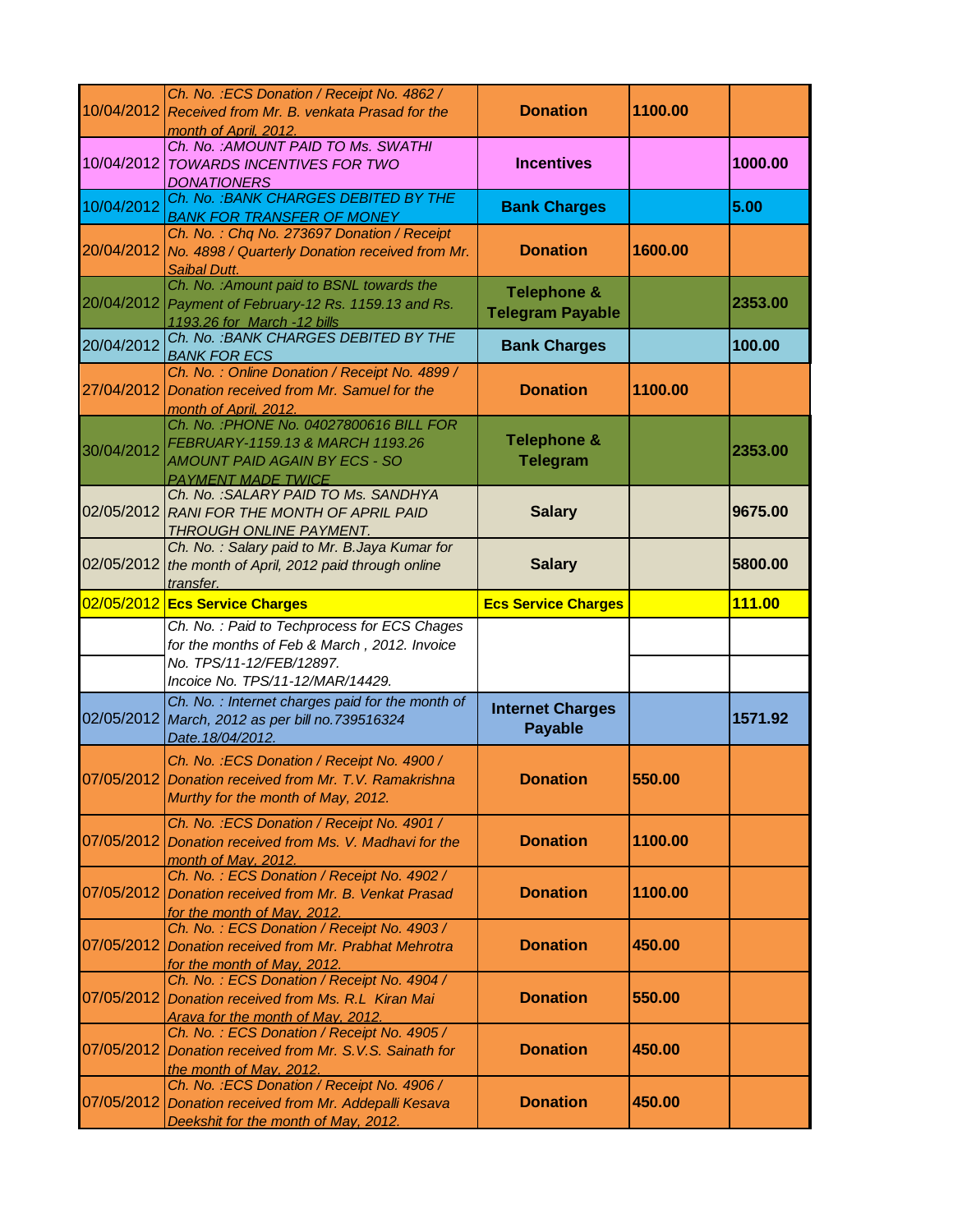| | | | | |
|---|---|---|---|---|
| 10/04/2012 | *Ch. No. :ECS Donation / Receipt No. 4862 / Received from Mr. B. venkata Prasad for the month of April, 2012.* | **Donation** | **1100.00** | |
| 10/04/2012 | *Ch. No. :AMOUNT PAID TO Ms. SWATHI TOWARDS INCENTIVES FOR TWO DONATIONERS* | **Incentives** | | **1000.00** |
| 10/04/2012 | *Ch. No. :BANK CHARGES DEBITED BY THE BANK FOR TRANSFER OF MONEY* | **Bank Charges** | | **5.00** |
| 20/04/2012 | *Ch. No. : Chq No. 273697 Donation / Receipt No. 4898 / Quarterly Donation received from Mr. Saibal Dutt.* | **Donation** | **1600.00** | |
| 20/04/2012 | *Ch. No. :Amount paid to BSNL towards the Payment of February-12 Rs. 1159.13 and Rs. 1193.26 for March -12 bills* | **Telephone & Telegram Payable** | | **2353.00** |
| 20/04/2012 | *Ch. No. :BANK CHARGES DEBITED BY THE BANK FOR ECS* | **Bank Charges** | | **100.00** |
| 27/04/2012 | *Ch. No. : Online Donation / Receipt No. 4899 / Donation received from Mr. Samuel for the month of April, 2012.* | **Donation** | **1100.00** | |
| 30/04/2012 | *Ch. No. :PHONE No. 04027800616 BILL FOR FEBRUARY-1159.13 & MARCH 1193.26 AMOUNT PAID AGAIN BY ECS - SO PAYMENT MADE TWICE* | **Telephone & Telegram** | | **2353.00** |
| 02/05/2012 | *Ch. No. :SALARY PAID TO Ms. SANDHYA RANI FOR THE MONTH OF APRIL PAID THROUGH ONLINE PAYMENT.* | **Salary** | | **9675.00** |
| 02/05/2012 | *Ch. No. : Salary paid to Mr. B.Jaya Kumar for the month of April, 2012 paid through online transfer.* | **Salary** | | **5800.00** |
| 02/05/2012 | **Ecs Service Charges** | **Ecs Service Charges** | | **111.00** |
| | *Ch. No. : Paid to Techprocess for ECS Chages for the months of Feb & March , 2012. Invoice No. TPS/11-12/FEB/12897. Incoice No. TPS/11-12/MAR/14429.* | | | |
| 02/05/2012 | *Ch. No. : Internet charges paid for the month of March, 2012 as per bill no.739516324 Date.18/04/2012.* | **Internet Charges Payable** | | **1571.92** |
| 07/05/2012 | *Ch. No. :ECS Donation / Receipt No. 4900 / Donation received from Mr. T.V. Ramakrishna Murthy for the month of May, 2012.* | **Donation** | **550.00** | |
| 07/05/2012 | *Ch. No. :ECS Donation / Receipt No. 4901 / Donation received from Ms. V. Madhavi for the month of May, 2012.* | **Donation** | **1100.00** | |
| 07/05/2012 | *Ch. No. : ECS Donation / Receipt No. 4902 / Donation received from Mr. B. Venkat Prasad for the month of May, 2012.* | **Donation** | **1100.00** | |
| 07/05/2012 | *Ch. No. : ECS Donation / Receipt No. 4903 / Donation received from Mr. Prabhat Mehrotra for the month of May, 2012.* | **Donation** | **450.00** | |
| 07/05/2012 | *Ch. No. : ECS Donation / Receipt No. 4904 / Donation received from Ms. R.L Kiran Mai Arava for the month of May, 2012.* | **Donation** | **550.00** | |
| 07/05/2012 | *Ch. No. : ECS Donation / Receipt No. 4905 / Donation received from Mr. S.V.S. Sainath for the month of May, 2012.* | **Donation** | **450.00** | |
| 07/05/2012 | *Ch. No. :ECS Donation / Receipt No. 4906 / Donation received from Mr. Addepalli Kesava Deekshit for the month of May, 2012.* | **Donation** | **450.00** | |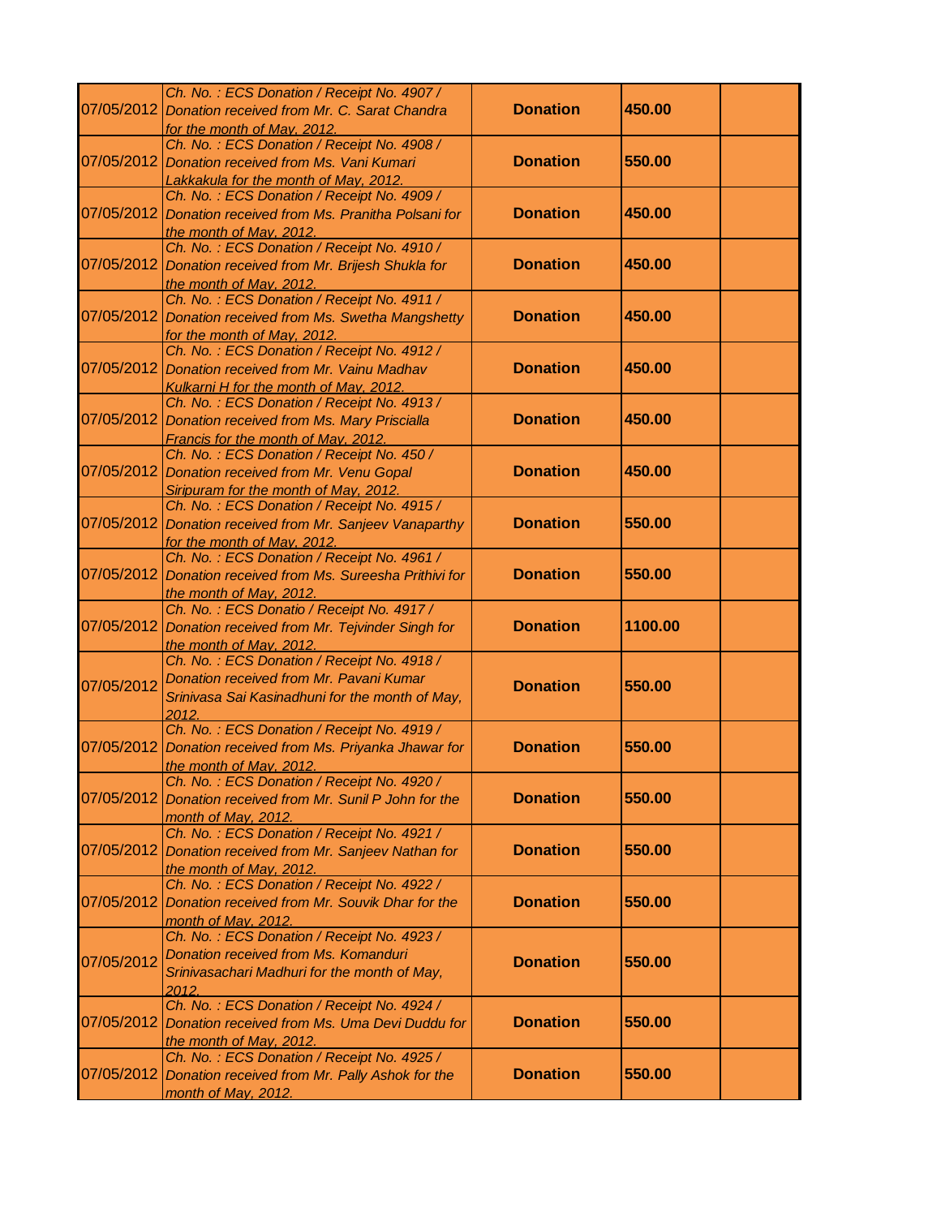| | | | | |
|---|---|---|---|---|
| 07/05/2012 | *Ch. No. : ECS Donation / Receipt No. 4907 / Donation received from Mr. C. Sarat Chandra for the month of May, 2012.* | **Donation** | **450.00** | |
| 07/05/2012 | *Ch. No. : ECS Donation / Receipt No. 4908 / Donation received from Ms. Vani Kumari Lakkakula for the month of May, 2012.* | **Donation** | **550.00** | |
| 07/05/2012 | *Ch. No. : ECS Donation / Receipt No. 4909 / Donation received from Ms. Pranitha Polsani for the month of May, 2012.* | **Donation** | **450.00** | |
| 07/05/2012 | *Ch. No. : ECS Donation / Receipt No. 4910 / Donation received from Mr. Brijesh Shukla for the month of May, 2012.* | **Donation** | **450.00** | |
| 07/05/2012 | *Ch. No. : ECS Donation / Receipt No. 4911 / Donation received from Ms. Swetha Mangshetty for the month of May, 2012.* | **Donation** | **450.00** | |
| 07/05/2012 | *Ch. No. : ECS Donation / Receipt No. 4912 / Donation received from Mr. Vainu Madhav Kulkarni H for the month of May, 2012.* | **Donation** | **450.00** | |
| 07/05/2012 | *Ch. No. : ECS Donation / Receipt No. 4913 / Donation received from Ms. Mary Priscialla Francis for the month of May, 2012.* | **Donation** | **450.00** | |
| 07/05/2012 | *Ch. No. : ECS Donation / Receipt No. 450 / Donation received from Mr. Venu Gopal Siripuram for the month of May, 2012.* | **Donation** | **450.00** | |
| 07/05/2012 | *Ch. No. : ECS Donation / Receipt No. 4915 / Donation received from Mr. Sanjeev Vanaparthy for the month of May, 2012.* | **Donation** | **550.00** | |
| 07/05/2012 | *Ch. No. : ECS Donation / Receipt No. 4961 / Donation received from Ms. Sureesha Prithivi for the month of May, 2012.* | **Donation** | **550.00** | |
| 07/05/2012 | *Ch. No. : ECS Donatio / Receipt No. 4917 / Donation received from Mr. Tejvinder Singh for the month of May, 2012.* | **Donation** | **1100.00** | |
| 07/05/2012 | *Ch. No. : ECS Donation / Receipt No. 4918 / Donation received from Mr. Pavani Kumar Srinivasa Sai Kasinadhuni for the month of May, 2012.* | **Donation** | **550.00** | |
| 07/05/2012 | *Ch. No. : ECS Donation / Receipt No. 4919 / Donation received from Ms. Priyanka Jhawar for the month of May, 2012.* | **Donation** | **550.00** | |
| 07/05/2012 | *Ch. No. : ECS Donation / Receipt No. 4920 / Donation received from Mr. Sunil P John for the month of May, 2012.* | **Donation** | **550.00** | |
| 07/05/2012 | *Ch. No. : ECS Donation / Receipt No. 4921 / Donation received from Mr. Sanjeev Nathan for the month of May, 2012.* | **Donation** | **550.00** | |
| 07/05/2012 | *Ch. No. : ECS Donation / Receipt No. 4922 / Donation received from Mr. Souvik Dhar for the month of May, 2012.* | **Donation** | **550.00** | |
| 07/05/2012 | *Ch. No. : ECS Donation / Receipt No. 4923 / Donation received from Ms. Komanduri Srinivasachari Madhuri for the month of May, 2012.* | **Donation** | **550.00** | |
| 07/05/2012 | *Ch. No. : ECS Donation / Receipt No. 4924 / Donation received from Ms. Uma Devi Duddu for the month of May, 2012.* | **Donation** | **550.00** | |
| 07/05/2012 | *Ch. No. : ECS Donation / Receipt No. 4925 / Donation received from Mr. Pally Ashok for the month of May, 2012.* | **Donation** | **550.00** | |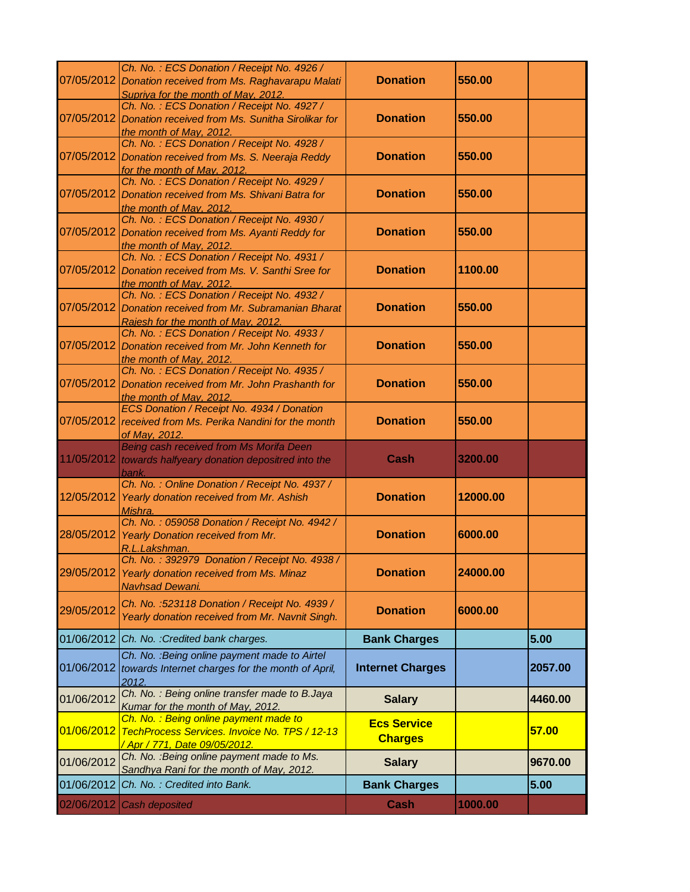| | | | | |
|---|---|---|---|---|
| 07/05/2012 | Ch. No. : ECS Donation / Receipt No. 4926 / Donation received from Ms. Raghavarapu Malati Supriya for the month of May, 2012. | **Donation** | **550.00** | |
| 07/05/2012 | Ch. No. : ECS Donation / Receipt No. 4927 / Donation received from Ms. Sunitha Sirolikar for the month of May, 2012. | **Donation** | **550.00** | |
| 07/05/2012 | Ch. No. : ECS Donation / Receipt No. 4928 / Donation received from Ms. S. Neeraja Reddy for the month of May, 2012. | **Donation** | **550.00** | |
| 07/05/2012 | Ch. No. : ECS Donation / Receipt No. 4929 / Donation received from Ms. Shivani Batra for the month of May, 2012. | **Donation** | **550.00** | |
| 07/05/2012 | Ch. No. : ECS Donation / Receipt No. 4930 / Donation received from Ms. Ayanti Reddy for the month of May, 2012. | **Donation** | **550.00** | |
| 07/05/2012 | Ch. No. : ECS Donation / Receipt No. 4931 / Donation received from Ms. V. Santhi Sree for the month of May, 2012. | **Donation** | **1100.00** | |
| 07/05/2012 | Ch. No. : ECS Donation / Receipt No. 4932 / Donation received from Mr. Subramanian Bharat Rajesh for the month of May, 2012. | **Donation** | **550.00** | |
| 07/05/2012 | Ch. No. : ECS Donation / Receipt No. 4933 / Donation received from Mr. John Kenneth for the month of May, 2012. | **Donation** | **550.00** | |
| 07/05/2012 | Ch. No. : ECS Donation / Receipt No. 4935 / Donation received from Mr. John Prashanth for the month of May, 2012. | **Donation** | **550.00** | |
| 07/05/2012 | ECS Donation / Receipt No. 4934 / Donation received from Ms. Perika Nandini for the month of May, 2012. | **Donation** | **550.00** | |
| 11/05/2012 | Being cash received from Ms Morifa Deen towards halfyeary donation depositred into the bank. | **Cash** | **3200.00** | |
| 12/05/2012 | Ch. No. : Online Donation / Receipt No. 4937 / Yearly donation received from Mr. Ashish Mishra. | **Donation** | **12000.00** | |
| 28/05/2012 | Ch. No. : 059058 Donation / Receipt No. 4942 / Yearly Donation received from Mr. R.L.Lakshman. | **Donation** | **6000.00** | |
| 29/05/2012 | Ch. No. : 392979 Donation / Receipt No. 4938 / Yearly donation received from Ms. Minaz Navhsad Dewani. | **Donation** | **24000.00** | |
| 29/05/2012 | Ch. No. :523118 Donation / Receipt No. 4939 / Yearly donation received from Mr. Navnit Singh. | **Donation** | **6000.00** | |
| 01/06/2012 | Ch. No. :Credited bank charges. | **Bank Charges** | | **5.00** |
| 01/06/2012 | Ch. No. :Being online payment made to Airtel towards Internet charges for the month of April, 2012. | **Internet Charges** | | **2057.00** |
| 01/06/2012 | Ch. No. : Being online transfer made to B.Jaya Kumar for the month of May, 2012. | **Salary** | | **4460.00** |
| 01/06/2012 | Ch. No. : Being online payment made to TechProcess Services. Invoice No. TPS / 12-13 / Apr / 771, Date 09/05/2012. | **Ecs Service Charges** | | **57.00** |
| 01/06/2012 | Ch. No. :Being online payment made to Ms. Sandhya Rani for the month of May, 2012. | **Salary** | | **9670.00** |
| 01/06/2012 | Ch. No. : Credited into Bank. | **Bank Charges** | | **5.00** |
| 02/06/2012 | Cash deposited | **Cash** | **1000.00** | |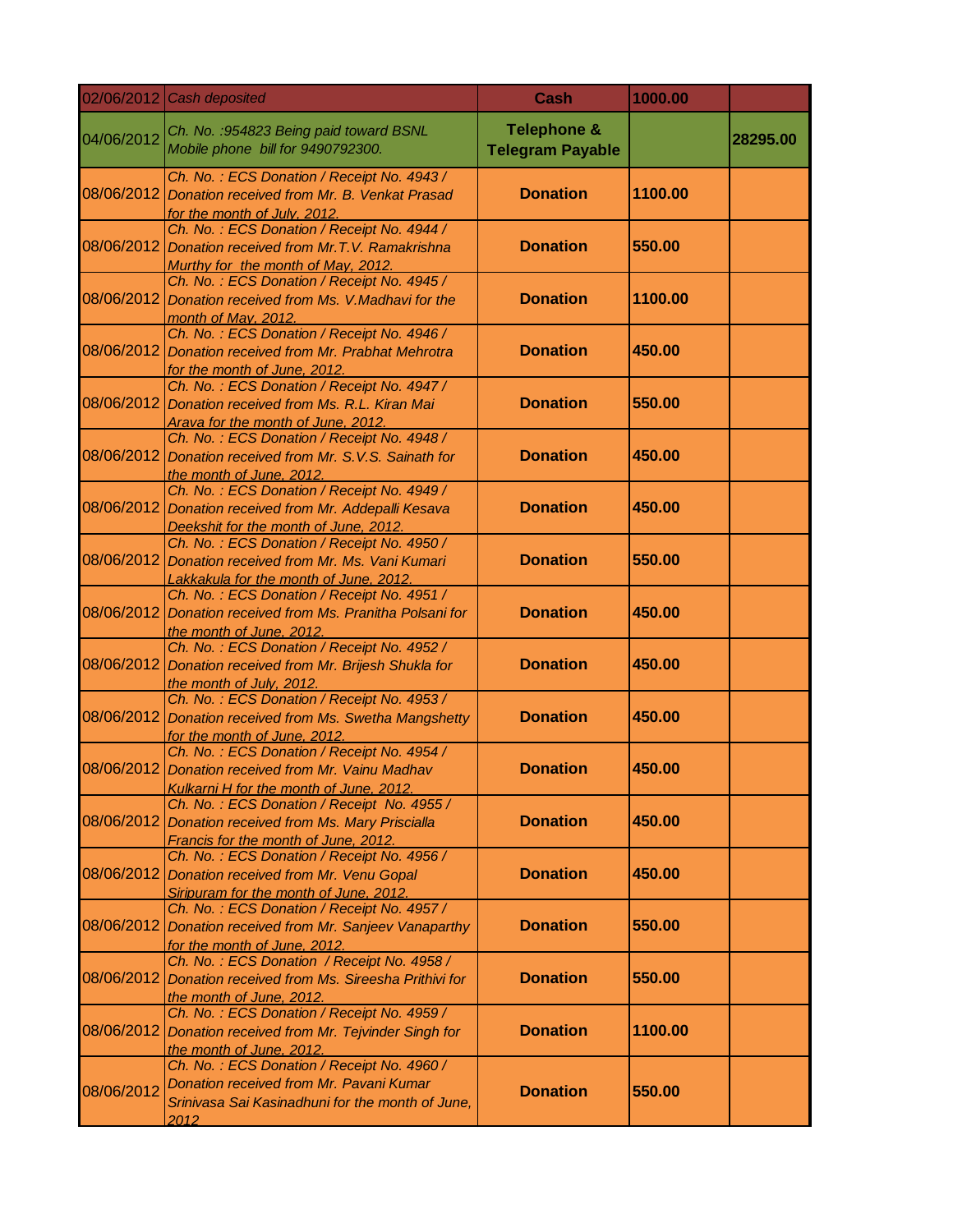| | | | | |
|---|---|---|---|---|
| 02/06/2012 | *Cash deposited* | **Cash** | **1000.00** | |
| 04/06/2012 | *Ch. No. :954823 Being paid toward BSNL Mobile phone bill for 9490792300.* | **Telephone & Telegram Payable** | | **28295.00** |
| 08/06/2012 | *Ch. No. : ECS Donation / Receipt No. 4943 / Donation received from Mr. B. Venkat Prasad for the month of July, 2012.* | **Donation** | **1100.00** | |
| 08/06/2012 | *Ch. No. : ECS Donation / Receipt No. 4944 / Donation received from Mr.T.V. Ramakrishna Murthy for the month of May, 2012.* | **Donation** | **550.00** | |
| 08/06/2012 | *Ch. No. : ECS Donation / Receipt No. 4945 / Donation received from Ms. V.Madhavi for the month of May, 2012.* | **Donation** | **1100.00** | |
| 08/06/2012 | *Ch. No. : ECS Donation / Receipt No. 4946 / Donation received from Mr. Prabhat Mehrotra for the month of June, 2012.* | **Donation** | **450.00** | |
| 08/06/2012 | *Ch. No. : ECS Donation / Receipt No. 4947 / Donation received from Ms. R.L. Kiran Mai Arava for the month of June, 2012.* | **Donation** | **550.00** | |
| 08/06/2012 | *Ch. No. : ECS Donation / Receipt No. 4948 / Donation received from Mr. S.V.S. Sainath for the month of June, 2012.* | **Donation** | **450.00** | |
| 08/06/2012 | *Ch. No. : ECS Donation / Receipt No. 4949 / Donation received from Mr. Addepalli Kesava Deekshit for the month of June, 2012.* | **Donation** | **450.00** | |
| 08/06/2012 | *Ch. No. : ECS Donation / Receipt No. 4950 / Donation received from Mr. Ms. Vani Kumari Lakkakula for the month of June, 2012.* | **Donation** | **550.00** | |
| 08/06/2012 | *Ch. No. : ECS Donation / Receipt No. 4951 / Donation received from Ms. Pranitha Polsani for the month of June, 2012.* | **Donation** | **450.00** | |
| 08/06/2012 | *Ch. No. : ECS Donation / Receipt No. 4952 / Donation received from Mr. Brijesh Shukla for the month of July, 2012.* | **Donation** | **450.00** | |
| 08/06/2012 | *Ch. No. : ECS Donation / Receipt No. 4953 / Donation received from Ms. Swetha Mangshetty for the month of June, 2012.* | **Donation** | **450.00** | |
| 08/06/2012 | *Ch. No. : ECS Donation / Receipt No. 4954 / Donation received from Mr. Vainu Madhav Kulkarni H for the month of June, 2012.* | **Donation** | **450.00** | |
| 08/06/2012 | *Ch. No. : ECS Donation / Receipt No. 4955 / Donation received from Ms. Mary Priscialla Francis for the month of June, 2012.* | **Donation** | **450.00** | |
| 08/06/2012 | *Ch. No. : ECS Donation / Receipt No. 4956 / Donation received from Mr. Venu Gopal Siripuram for the month of June, 2012.* | **Donation** | **450.00** | |
| 08/06/2012 | *Ch. No. : ECS Donation / Receipt No. 4957 / Donation received from Mr. Sanjeev Vanaparthy for the month of June, 2012.* | **Donation** | **550.00** | |
| 08/06/2012 | *Ch. No. : ECS Donation / Receipt No. 4958 / Donation received from Ms. Sireesha Prithivi for the month of June, 2012.* | **Donation** | **550.00** | |
| 08/06/2012 | *Ch. No. : ECS Donation / Receipt No. 4959 / Donation received from Mr. Tejvinder Singh for the month of June, 2012.* | **Donation** | **1100.00** | |
| 08/06/2012 | *Ch. No. : ECS Donation / Receipt No. 4960 / Donation received from Mr. Pavani Kumar Srinivasa Sai Kasinadhuni for the month of June, 2012* | **Donation** | **550.00** | |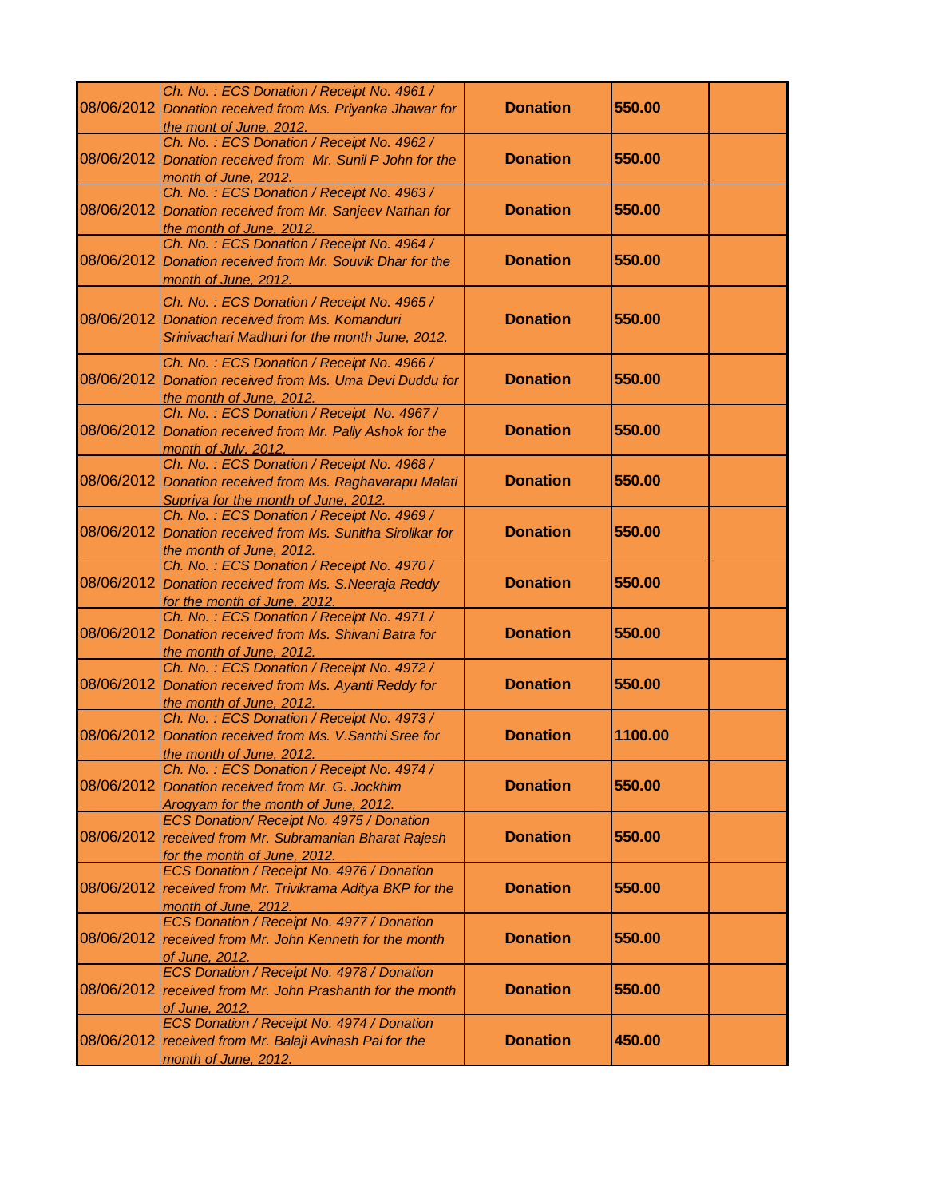| | | | | |
|---|---|---|---|---|
| 08/06/2012 | *Ch. No. : ECS Donation / Receipt No. 4961 / Donation received from Ms. Priyanka Jhawar for the mont of June, 2012.* | **Donation** | **550.00** | |
| 08/06/2012 | *Ch. No. : ECS Donation / Receipt No. 4962 / Donation received from Mr. Sunil P John for the month of June, 2012.* | **Donation** | **550.00** | |
| 08/06/2012 | *Ch. No. : ECS Donation / Receipt No. 4963 / Donation received from Mr. Sanjeev Nathan for the month of June, 2012.* | **Donation** | **550.00** | |
| 08/06/2012 | *Ch. No. : ECS Donation / Receipt No. 4964 / Donation received from Mr. Souvik Dhar for the month of June, 2012.* | **Donation** | **550.00** | |
| 08/06/2012 | *Ch. No. : ECS Donation / Receipt No. 4965 / Donation received from Ms. Komanduri Srinivachari Madhuri for the month June, 2012.* | **Donation** | **550.00** | |
| 08/06/2012 | *Ch. No. : ECS Donation / Receipt No. 4966 / Donation received from Ms. Uma Devi Duddu for the month of June, 2012.* | **Donation** | **550.00** | |
| 08/06/2012 | *Ch. No. : ECS Donation / Receipt No. 4967 / Donation received from Mr. Pally Ashok for the month of July, 2012.* | **Donation** | **550.00** | |
| 08/06/2012 | *Ch. No. : ECS Donation / Receipt No. 4968 / Donation received from Ms. Raghavarapu Malati Supriya for the month of June, 2012.* | **Donation** | **550.00** | |
| 08/06/2012 | *Ch. No. : ECS Donation / Receipt No. 4969 / Donation received from Ms. Sunitha Sirolikar for the month of June, 2012.* | **Donation** | **550.00** | |
| 08/06/2012 | *Ch. No. : ECS Donation / Receipt No. 4970 / Donation received from Ms. S.Neeraja Reddy for the month of June, 2012.* | **Donation** | **550.00** | |
| 08/06/2012 | *Ch. No. : ECS Donation / Receipt No. 4971 / Donation received from Ms. Shivani Batra for the month of June, 2012.* | **Donation** | **550.00** | |
| 08/06/2012 | *Ch. No. : ECS Donation / Receipt No. 4972 / Donation received from Ms. Ayanti Reddy for the month of June, 2012.* | **Donation** | **550.00** | |
| 08/06/2012 | *Ch. No. : ECS Donation / Receipt No. 4973 / Donation received from Ms. V.Santhi Sree for the month of June, 2012.* | **Donation** | **1100.00** | |
| 08/06/2012 | *Ch. No. : ECS Donation / Receipt No. 4974 / Donation received from Mr. G. Jockhim Arogyam for the month of June, 2012.* | **Donation** | **550.00** | |
| 08/06/2012 | *ECS Donation/ Receipt No. 4975 / Donation received from Mr. Subramanian Bharat Rajesh for the month of June, 2012.* | **Donation** | **550.00** | |
| 08/06/2012 | *ECS Donation / Receipt No. 4976 / Donation received from Mr. Trivikrama Aditya BKP for the month of June, 2012.* | **Donation** | **550.00** | |
| 08/06/2012 | *ECS Donation / Receipt No. 4977 / Donation received from Mr. John Kenneth for the month of June, 2012.* | **Donation** | **550.00** | |
| 08/06/2012 | *ECS Donation / Receipt No. 4978 / Donation received from Mr. John Prashanth for the month of June, 2012.* | **Donation** | **550.00** | |
| 08/06/2012 | *ECS Donation / Receipt No. 4974 / Donation received from Mr. Balaji Avinash Pai for the month of June, 2012.* | **Donation** | **450.00** | |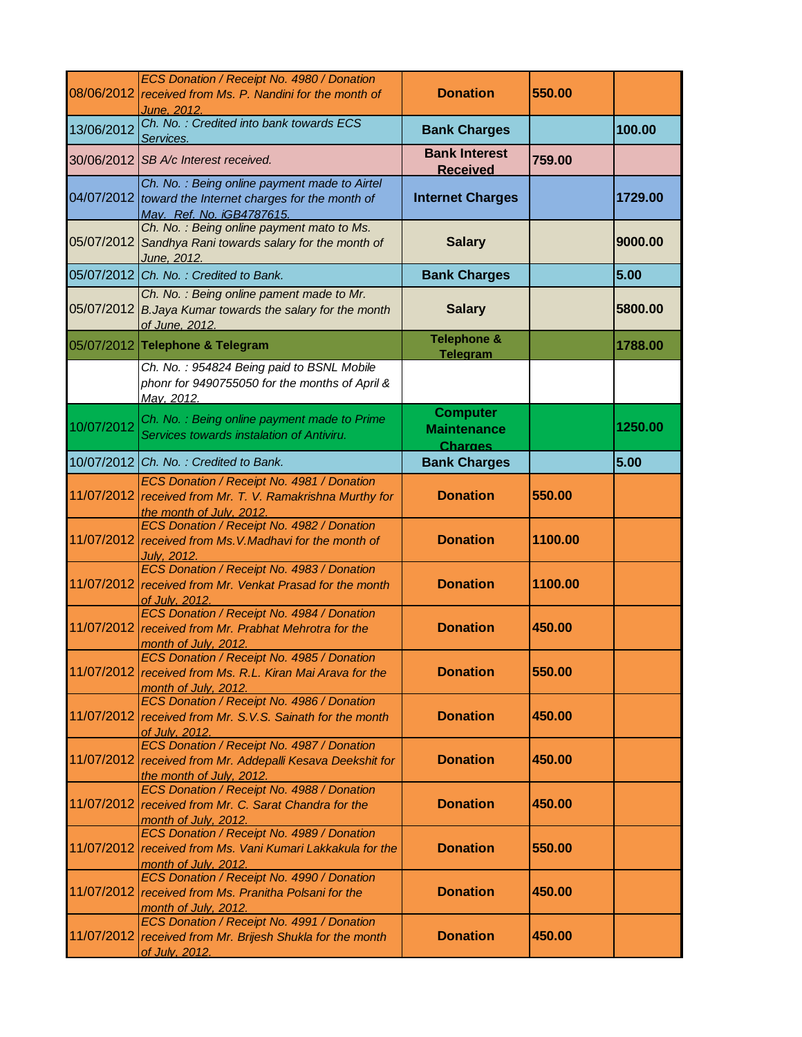| | | | | |
|---|---|---|---|---|
| 08/06/2012 | *ECS Donation / Receipt No. 4980 / Donation received from Ms. P. Nandini for the month of June, 2012.* | **Donation** | **550.00** | |
| 13/06/2012 | *Ch. No. : Credited into bank towards ECS Services.* | **Bank Charges** | | **100.00** |
| 30/06/2012 | *SB A/c Interest received.* | **Bank Interest Received** | **759.00** | |
| 04/07/2012 | *Ch. No. : Being online payment made to Airtel toward the Internet charges for the month of May. Ref. No. iGB4787615.* | **Internet Charges** | | **1729.00** |
| 05/07/2012 | *Ch. No. : Being online payment mato to Ms. Sandhya Rani towards salary for the month of June, 2012.* | **Salary** | | **9000.00** |
| 05/07/2012 | *Ch. No. : Credited to Bank.* | **Bank Charges** | | **5.00** |
| 05/07/2012 | *Ch. No. : Being online pament made to Mr. B.Jaya Kumar towards the salary for the month of June, 2012.* | **Salary** | | **5800.00** |
| 05/07/2012 | **Telephone & Telegram** | **Telephone & Telegram** | | **1788.00** |
| | *Ch. No. : 954824 Being paid to BSNL Mobile phonr for 9490755050 for the months of April & May, 2012.* | | | |
| 10/07/2012 | *Ch. No. : Being online payment made to Prime Services towards instalation of Antiviru.* | **Computer Maintenance Charges** | | **1250.00** |
| 10/07/2012 | *Ch. No. : Credited to Bank.* | **Bank Charges** | | **5.00** |
| 11/07/2012 | *ECS Donation / Receipt No. 4981 / Donation received from Mr. T. V. Ramakrishna Murthy for the month of July, 2012.* | **Donation** | **550.00** | |
| 11/07/2012 | *ECS Donation / Receipt No. 4982 / Donation received from Ms.V.Madhavi for the month of July, 2012.* | **Donation** | **1100.00** | |
| 11/07/2012 | *ECS Donation / Receipt No. 4983 / Donation received from Mr. Venkat Prasad for the month of July, 2012.* | **Donation** | **1100.00** | |
| 11/07/2012 | *ECS Donation / Receipt No. 4984 / Donation received from Mr. Prabhat Mehrotra for the month of July, 2012.* | **Donation** | **450.00** | |
| 11/07/2012 | *ECS Donation / Receipt No. 4985 / Donation received from Ms. R.L. Kiran Mai Arava for the month of July, 2012.* | **Donation** | **550.00** | |
| 11/07/2012 | *ECS Donation / Receipt No. 4986 / Donation received from Mr. S.V.S. Sainath for the month of July, 2012.* | **Donation** | **450.00** | |
| 11/07/2012 | *ECS Donation / Receipt No. 4987 / Donation received from Mr. Addepalli Kesava Deekshit for the month of July, 2012.* | **Donation** | **450.00** | |
| 11/07/2012 | *ECS Donation / Receipt No. 4988 / Donation received from Mr. C. Sarat Chandra for the month of July, 2012.* | **Donation** | **450.00** | |
| 11/07/2012 | *ECS Donation / Receipt No. 4989 / Donation received from Ms. Vani Kumari Lakkakula for the month of July, 2012.* | **Donation** | **550.00** | |
| 11/07/2012 | *ECS Donation / Receipt No. 4990 / Donation received from Ms. Pranitha Polsani for the month of July, 2012.* | **Donation** | **450.00** | |
| 11/07/2012 | *ECS Donation / Receipt No. 4991 / Donation received from Mr. Brijesh Shukla for the month of July, 2012.* | **Donation** | **450.00** | |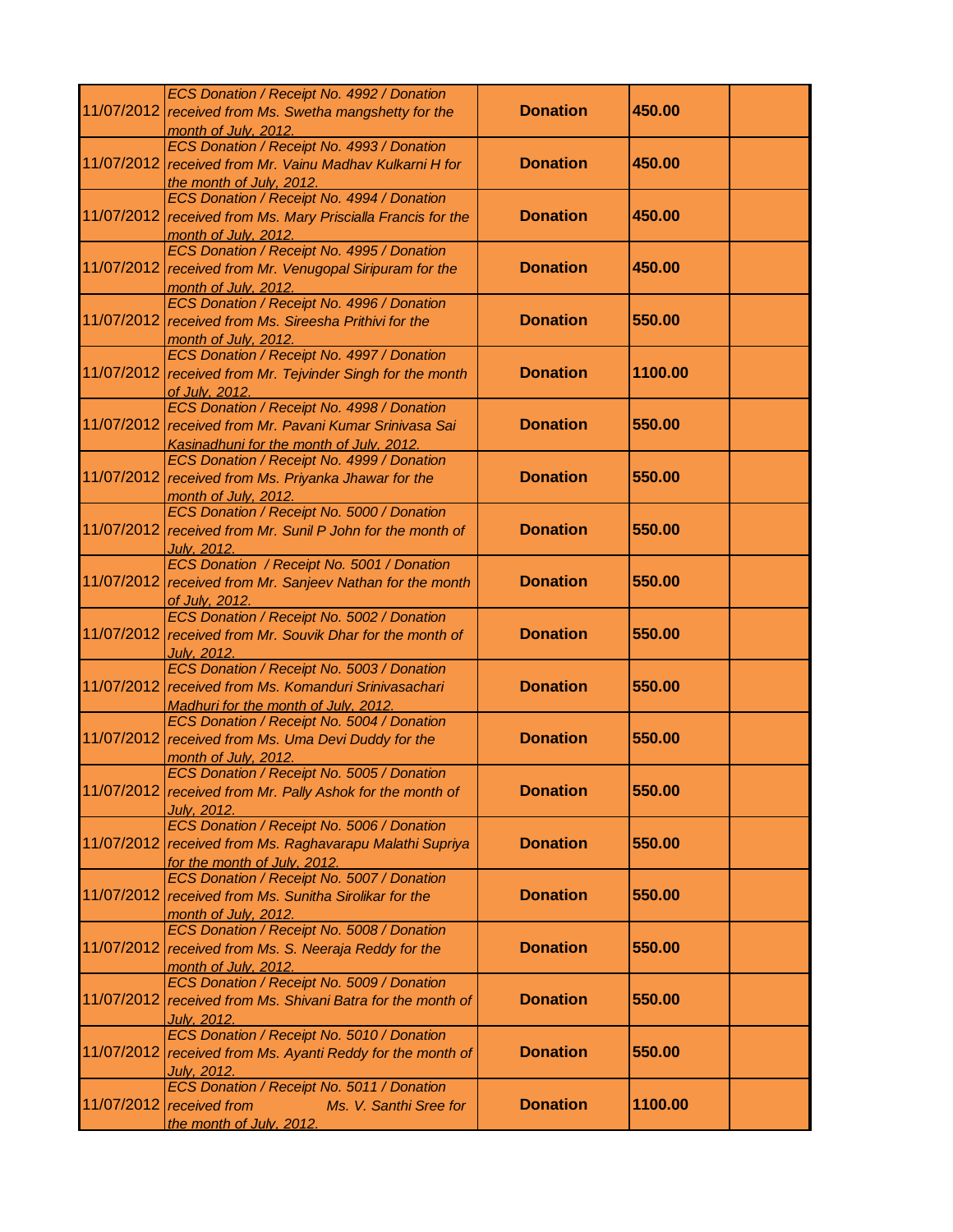| | | | | |
|---|---|---|---|---|
| 11/07/2012 | *ECS Donation / Receipt No. 4992 / Donation received from Ms. Swetha mangshetty for the month of July, 2012.* | **Donation** | **450.00** | |
| 11/07/2012 | *ECS Donation / Receipt No. 4993 / Donation received from Mr. Vainu Madhav Kulkarni H for the month of July, 2012.* | **Donation** | **450.00** | |
| 11/07/2012 | *ECS Donation / Receipt No. 4994 / Donation received from Ms. Mary Priscialla Francis for the month of July, 2012.* | **Donation** | **450.00** | |
| 11/07/2012 | *ECS Donation / Receipt No. 4995 / Donation received from Mr. Venugopal Siripuram for the month of July, 2012.* | **Donation** | **450.00** | |
| 11/07/2012 | *ECS Donation / Receipt No. 4996 / Donation received from Ms. Sireesha Prithivi for the month of July, 2012.* | **Donation** | **550.00** | |
| 11/07/2012 | *ECS Donation / Receipt No. 4997 / Donation received from Mr. Tejvinder Singh for the month of July, 2012.* | **Donation** | **1100.00** | |
| 11/07/2012 | *ECS Donation / Receipt No. 4998 / Donation received from Mr. Pavani Kumar Srinivasa Sai Kasinadhuni for the month of July, 2012.* | **Donation** | **550.00** | |
| 11/07/2012 | *ECS Donation / Receipt No. 4999 / Donation received from Ms. Priyanka Jhawar for the month of July, 2012.* | **Donation** | **550.00** | |
| 11/07/2012 | *ECS Donation / Receipt No. 5000 / Donation received from Mr. Sunil P John for the month of July, 2012.* | **Donation** | **550.00** | |
| 11/07/2012 | *ECS Donation / Receipt No. 5001 / Donation received from Mr. Sanjeev Nathan for the month of July, 2012.* | **Donation** | **550.00** | |
| 11/07/2012 | *ECS Donation / Receipt No. 5002 / Donation received from Mr. Souvik Dhar for the month of July, 2012.* | **Donation** | **550.00** | |
| 11/07/2012 | *ECS Donation / Receipt No. 5003 / Donation received from Ms. Komanduri Srinivasachari Madhuri for the month of July, 2012.* | **Donation** | **550.00** | |
| 11/07/2012 | *ECS Donation / Receipt No. 5004 / Donation received from Ms. Uma Devi Duddy for the month of July, 2012.* | **Donation** | **550.00** | |
| 11/07/2012 | *ECS Donation / Receipt No. 5005 / Donation received from Mr. Pally Ashok for the month of July, 2012.* | **Donation** | **550.00** | |
| 11/07/2012 | *ECS Donation / Receipt No. 5006 / Donation received from Ms. Raghavarapu Malathi Supriya for the month of July, 2012.* | **Donation** | **550.00** | |
| 11/07/2012 | *ECS Donation / Receipt No. 5007 / Donation received from Ms. Sunitha Sirolikar for the month of July, 2012.* | **Donation** | **550.00** | |
| 11/07/2012 | *ECS Donation / Receipt No. 5008 / Donation received from Ms. S. Neeraja Reddy for the month of July, 2012.* | **Donation** | **550.00** | |
| 11/07/2012 | *ECS Donation / Receipt No. 5009 / Donation received from Ms. Shivani Batra for the month of July, 2012.* | **Donation** | **550.00** | |
| 11/07/2012 | *ECS Donation / Receipt No. 5010 / Donation received from Ms. Ayanti Reddy for the month of July, 2012.* | **Donation** | **550.00** | |
| 11/07/2012 | *ECS Donation / Receipt No. 5011 / Donation received from Ms. V. Santhi Sree for the month of July, 2012.* | **Donation** | **1100.00** | |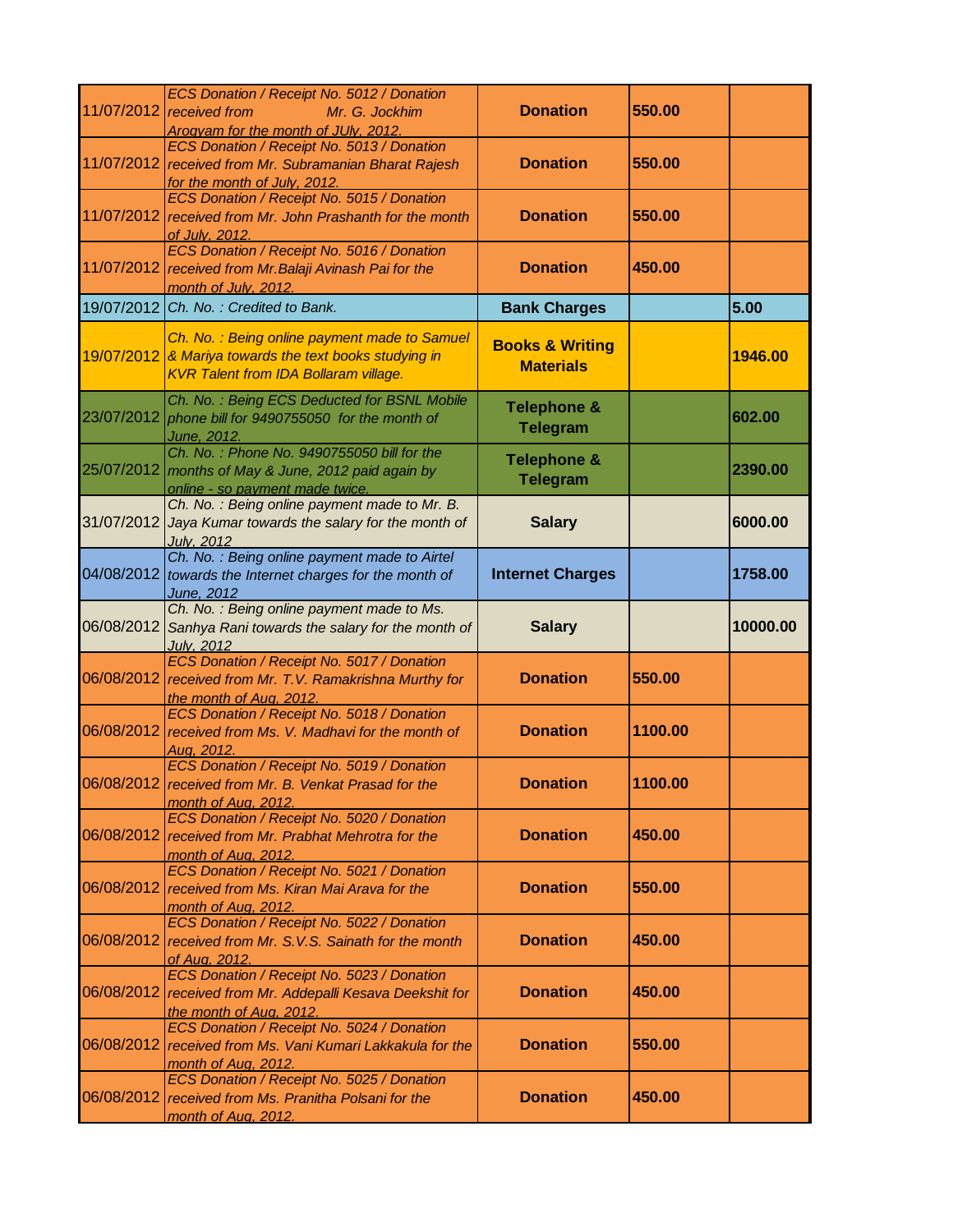| | | | | |
|---|---|---|---|---|
| 11/07/2012 | ECS Donation / Receipt No. 5012 / Donation received from Mr. G. Jockhim Arogyam for the month of JUly, 2012. | **Donation** | **550.00** | |
| 11/07/2012 | ECS Donation / Receipt No. 5013 / Donation received from Mr. Subramanian Bharat Rajesh for the month of July, 2012. | **Donation** | **550.00** | |
| 11/07/2012 | ECS Donation / Receipt No. 5015 / Donation received from Mr. John Prashanth for the month of July, 2012. | **Donation** | **550.00** | |
| 11/07/2012 | ECS Donation / Receipt No. 5016 / Donation received from Mr.Balaji Avinash Pai for the month of July, 2012. | **Donation** | **450.00** | |
| 19/07/2012 | Ch. No. : Credited to Bank. | **Bank Charges** | | **5.00** |
| 19/07/2012 | Ch. No. : Being online payment made to Samuel & Mariya towards the text books studying in KVR Talent from IDA Bollaram village. | **Books & Writing Materials** | | **1946.00** |
| 23/07/2012 | Ch. No. : Being ECS Deducted for BSNL Mobile phone bill for 9490755050 for the month of June, 2012. | **Telephone & Telegram** | | **602.00** |
| 25/07/2012 | Ch. No. : Phone No. 9490755050 bill for the months of May & June, 2012 paid again by online - so payment made twice. | **Telephone & Telegram** | | **2390.00** |
| 31/07/2012 | Ch. No. : Being online payment made to Mr. B. Jaya Kumar towards the salary for the month of July, 2012 | **Salary** | | **6000.00** |
| 04/08/2012 | Ch. No. : Being online payment made to Airtel towards the Internet charges for the month of June, 2012 | **Internet Charges** | | **1758.00** |
| 06/08/2012 | Ch. No. : Being online payment made to Ms. Sanhya Rani towards the salary for the month of July, 2012 | **Salary** | | **10000.00** |
| 06/08/2012 | ECS Donation / Receipt No. 5017 / Donation received from Mr. T.V. Ramakrishna Murthy for the month of Aug, 2012. | **Donation** | **550.00** | |
| 06/08/2012 | ECS Donation / Receipt No. 5018 / Donation received from Ms. V. Madhavi for the month of Aug, 2012. | **Donation** | **1100.00** | |
| 06/08/2012 | ECS Donation / Receipt No. 5019 / Donation received from Mr. B. Venkat Prasad for the month of Aug, 2012. | **Donation** | **1100.00** | |
| 06/08/2012 | ECS Donation / Receipt No. 5020 / Donation received from Mr. Prabhat Mehrotra for the month of Aug, 2012. | **Donation** | **450.00** | |
| 06/08/2012 | ECS Donation / Receipt No. 5021 / Donation received from Ms. Kiran Mai Arava for the month of Aug, 2012. | **Donation** | **550.00** | |
| 06/08/2012 | ECS Donation / Receipt No. 5022 / Donation received from Mr. S.V.S. Sainath for the month of Aug, 2012. | **Donation** | **450.00** | |
| 06/08/2012 | ECS Donation / Receipt No. 5023 / Donation received from Mr. Addepalli Kesava Deekshit for the month of Aug, 2012. | **Donation** | **450.00** | |
| 06/08/2012 | ECS Donation / Receipt No. 5024 / Donation received from Ms. Vani Kumari Lakkakula for the month of Aug, 2012. | **Donation** | **550.00** | |
| 06/08/2012 | ECS Donation / Receipt No. 5025 / Donation received from Ms. Pranitha Polsani for the month of Aug, 2012. | **Donation** | **450.00** | |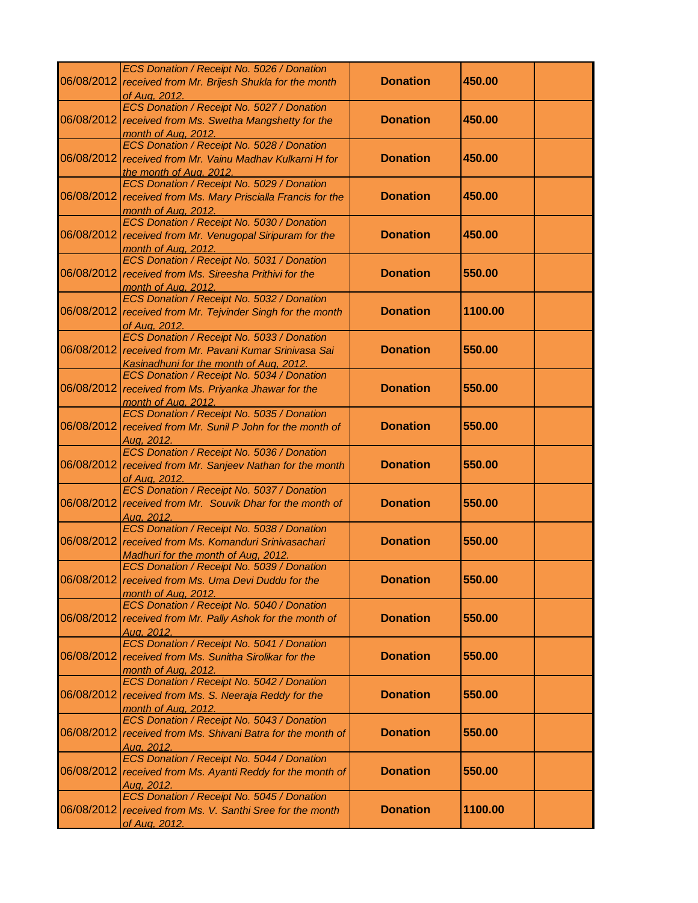| | | | | |
|---|---|---|---|---|
| 06/08/2012 | *ECS Donation / Receipt No. 5026 / Donation received from Mr. Brijesh Shukla for the month of Aug, 2012.* | **Donation** | **450.00** | |
| 06/08/2012 | *ECS Donation / Receipt No. 5027 / Donation received from Ms. Swetha Mangshetty for the month of Aug, 2012.* | **Donation** | **450.00** | |
| 06/08/2012 | *ECS Donation / Receipt No. 5028 / Donation received from Mr. Vainu Madhav Kulkarni H for the month of Aug, 2012.* | **Donation** | **450.00** | |
| 06/08/2012 | *ECS Donation / Receipt No. 5029 / Donation received from Ms. Mary Priscialla Francis for the month of Aug, 2012.* | **Donation** | **450.00** | |
| 06/08/2012 | *ECS Donation / Receipt No. 5030 / Donation received from Mr. Venugopal Siripuram for the month of Aug, 2012.* | **Donation** | **450.00** | |
| 06/08/2012 | *ECS Donation / Receipt No. 5031 / Donation received from Ms. Sireesha Prithivi for the month of Aug, 2012.* | **Donation** | **550.00** | |
| 06/08/2012 | *ECS Donation / Receipt No. 5032 / Donation received from Mr. Tejvinder Singh for the month of Aug, 2012.* | **Donation** | **1100.00** | |
| 06/08/2012 | *ECS Donation / Receipt No. 5033 / Donation received from Mr. Pavani Kumar Srinivasa Sai Kasinadhuni for the month of Aug, 2012.* | **Donation** | **550.00** | |
| 06/08/2012 | *ECS Donation / Receipt No. 5034 / Donation received from Ms. Priyanka Jhawar for the month of Aug, 2012.* | **Donation** | **550.00** | |
| 06/08/2012 | *ECS Donation / Receipt No. 5035 / Donation received from Mr. Sunil P John for the month of Aug, 2012.* | **Donation** | **550.00** | |
| 06/08/2012 | *ECS Donation / Receipt No. 5036 / Donation received from Mr. Sanjeev Nathan for the month of Aug, 2012.* | **Donation** | **550.00** | |
| 06/08/2012 | *ECS Donation / Receipt No. 5037 / Donation received from Mr. Souvik Dhar for the month of Aug, 2012.* | **Donation** | **550.00** | |
| 06/08/2012 | *ECS Donation / Receipt No. 5038 / Donation received from Ms. Komanduri Srinivasachari Madhuri for the month of Aug, 2012.* | **Donation** | **550.00** | |
| 06/08/2012 | *ECS Donation / Receipt No. 5039 / Donation received from Ms. Uma Devi Duddu for the month of Aug, 2012.* | **Donation** | **550.00** | |
| 06/08/2012 | *ECS Donation / Receipt No. 5040 / Donation received from Mr. Pally Ashok for the month of Aug, 2012.* | **Donation** | **550.00** | |
| 06/08/2012 | *ECS Donation / Receipt No. 5041 / Donation received from Ms. Sunitha Sirolikar for the month of Aug, 2012.* | **Donation** | **550.00** | |
| 06/08/2012 | *ECS Donation / Receipt No. 5042 / Donation received from Ms. S. Neeraja Reddy for the month of Aug, 2012.* | **Donation** | **550.00** | |
| 06/08/2012 | *ECS Donation / Receipt No. 5043 / Donation received from Ms. Shivani Batra for the month of Aug, 2012.* | **Donation** | **550.00** | |
| 06/08/2012 | *ECS Donation / Receipt No. 5044 / Donation received from Ms. Ayanti Reddy for the month of Aug, 2012.* | **Donation** | **550.00** | |
| 06/08/2012 | *ECS Donation / Receipt No. 5045 / Donation received from Ms. V. Santhi Sree for the month of Aug, 2012.* | **Donation** | **1100.00** | |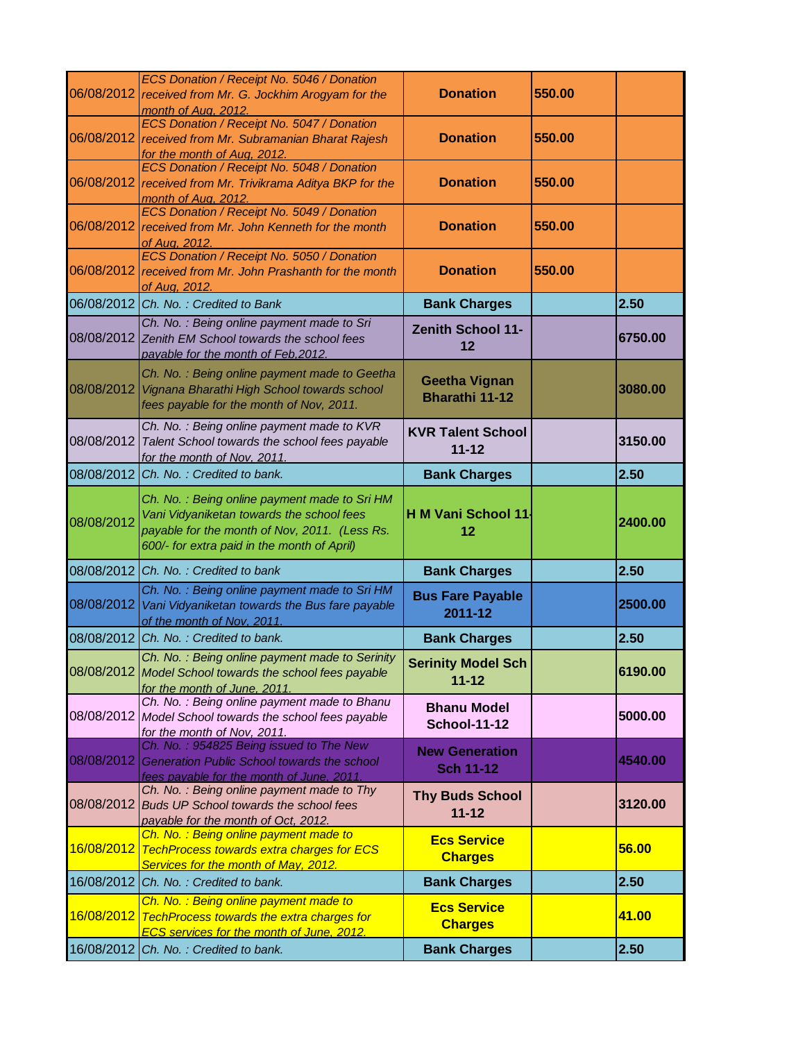| | | | | |
|---|---|---|---|---|
| 06/08/2012 | *ECS Donation / Receipt No. 5046 / Donation received from Mr. G. Jockhim Arogyam for the month of Aug, 2012.* | **Donation** | **550.00** | |
| 06/08/2012 | *ECS Donation / Receipt No. 5047 / Donation received from Mr. Subramanian Bharat Rajesh for the month of Aug, 2012.* | **Donation** | **550.00** | |
| 06/08/2012 | *ECS Donation / Receipt No. 5048 / Donation received from Mr. Trivikrama Aditya BKP for the month of Aug, 2012.* | **Donation** | **550.00** | |
| 06/08/2012 | *ECS Donation / Receipt No. 5049 / Donation received from Mr. John Kenneth for the month of Aug, 2012.* | **Donation** | **550.00** | |
| 06/08/2012 | *ECS Donation / Receipt No. 5050 / Donation received from Mr. John Prashanth for the month of Aug, 2012.* | **Donation** | **550.00** | |
| 06/08/2012 | *Ch. No. : Credited to Bank* | **Bank Charges** | | **2.50** |
| 08/08/2012 | *Ch. No. : Being online payment made to Sri Zenith EM School towards the school fees payable for the month of Feb,2012.* | **Zenith School 11-12** | | **6750.00** |
| 08/08/2012 | *Ch. No. : Being online payment made to Geetha Vignana Bharathi High School towards school fees payable for the month of Nov, 2011.* | **Geetha Vignan Bharathi 11-12** | | **3080.00** |
| 08/08/2012 | *Ch. No. : Being online payment made to KVR Talent School towards the school fees payable for the month of Nov, 2011.* | **KVR Talent School 11-12** | | **3150.00** |
| 08/08/2012 | *Ch. No. : Credited to bank.* | **Bank Charges** | | **2.50** |
| 08/08/2012 | *Ch. No. : Being online payment made to Sri HM Vani Vidyaniketan towards the school fees payable for the month of Nov, 2011. (Less Rs. 600/- for extra paid in the month of April)* | **H M Vani School 11-12** | | **2400.00** |
| 08/08/2012 | *Ch. No. : Credited to bank* | **Bank Charges** | | **2.50** |
| 08/08/2012 | *Ch. No. : Being online payment made to Sri HM Vani Vidyaniketan towards the Bus fare payable of the month of Nov, 2011.* | **Bus Fare Payable 2011-12** | | **2500.00** |
| 08/08/2012 | *Ch. No. : Credited to bank.* | **Bank Charges** | | **2.50** |
| 08/08/2012 | *Ch. No. : Being online payment made to Serinity Model School towards the school fees payable for the month of June, 2011.* | **Serinity Model Sch 11-12** | | **6190.00** |
| 08/08/2012 | *Ch. No. : Being online payment made to Bhanu Model School towards the school fees payable for the month of Nov, 2011.* | **Bhanu Model School-11-12** | | **5000.00** |
| 08/08/2012 | *Ch. No. : 954825 Being issued to The New Generation Public School towards the school fees payable for the month of June, 2011.* | **New Generation Sch 11-12** | | **4540.00** |
| 08/08/2012 | *Ch. No. : Being online payment made to Thy Buds UP School towards the school fees payable for the month of Oct, 2012.* | **Thy Buds School 11-12** | | **3120.00** |
| 16/08/2012 | *Ch. No. : Being online payment made to TechProcess towards extra charges for ECS Services for the month of May, 2012.* | **Ecs Service Charges** | | **56.00** |
| 16/08/2012 | *Ch. No. : Credited to bank.* | **Bank Charges** | | **2.50** |
| 16/08/2012 | *Ch. No. : Being online payment made to TechProcess towards the extra charges for ECS services for the month of June, 2012.* | **Ecs Service Charges** | | **41.00** |
| 16/08/2012 | *Ch. No. : Credited to bank.* | **Bank Charges** | | **2.50** |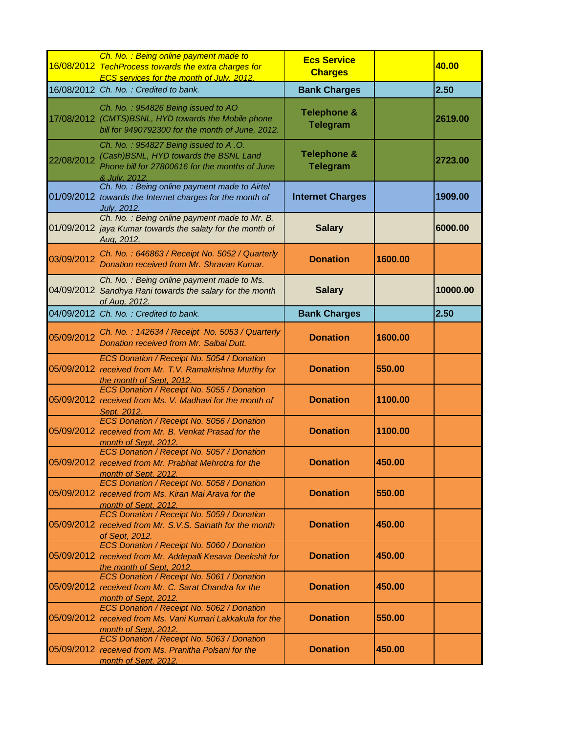| | | | | |
|---|---|---|---|---|
| 16/08/2012 | *Ch. No. : Being online payment made to TechProcess towards the extra charges for ECS services for the month of July, 2012.* | **Ecs Service Charges** | | **40.00** |
| 16/08/2012 | *Ch. No. : Credited to bank.* | **Bank Charges** | | **2.50** |
| 17/08/2012 | *Ch. No. : 954826 Being issued to AO (CMTS)BSNL, HYD towards the Mobile phone bill for 9490792300 for the month of June, 2012.* | **Telephone & Telegram** | | **2619.00** |
| 22/08/2012 | *Ch. No. : 954827 Being issued to A .O. (Cash)BSNL, HYD towards the BSNL Land Phone bill for 27800616 for the months of June & July, 2012.* | **Telephone & Telegram** | | **2723.00** |
| 01/09/2012 | *Ch. No. : Being online payment made to Airtel towards the Internet charges for the month of July, 2012.* | **Internet Charges** | | **1909.00** |
| 01/09/2012 | *Ch. No. : Being online payment made to Mr. B. jaya Kumar towards the salaty for the month of Aug, 2012.* | **Salary** | | **6000.00** |
| 03/09/2012 | *Ch. No. : 646863 / Receipt No. 5052 / Quarterly Donation received from Mr. Shravan Kumar.* | **Donation** | **1600.00** | |
| 04/09/2012 | *Ch. No. : Being online payment made to Ms. Sandhya Rani towards the salary for the month of Aug, 2012.* | **Salary** | | **10000.00** |
| 04/09/2012 | *Ch. No. : Credited to bank.* | **Bank Charges** | | **2.50** |
| 05/09/2012 | *Ch. No. : 142634 / Receipt No. 5053 / Quarterly Donation received from Mr. Saibal Dutt.* | **Donation** | **1600.00** | |
| 05/09/2012 | *ECS Donation / Receipt No. 5054 / Donation received from Mr. T.V. Ramakrishna Murthy for the month of Sept, 2012.* | **Donation** | **550.00** | |
| 05/09/2012 | *ECS Donation / Receipt No. 5055 / Donation received from Ms. V. Madhavi for the month of Sept, 2012.* | **Donation** | **1100.00** | |
| 05/09/2012 | *ECS Donation / Receipt No. 5056 / Donation received from Mr. B. Venkat Prasad for the month of Sept, 2012.* | **Donation** | **1100.00** | |
| 05/09/2012 | *ECS Donation / Receipt No. 5057 / Donation received from Mr. Prabhat Mehrotra for the month of Sept, 2012.* | **Donation** | **450.00** | |
| 05/09/2012 | *ECS Donation / Receipt No. 5058 / Donation received from Ms. Kiran Mai Arava for the month of Sept, 2012.* | **Donation** | **550.00** | |
| 05/09/2012 | *ECS Donation / Receipt No. 5059 / Donation received from Mr. S.V.S. Sainath for the month of Sept, 2012.* | **Donation** | **450.00** | |
| 05/09/2012 | *ECS Donation / Receipt No. 5060 / Donation received from Mr. Addepalli Kesava Deekshit for the month of Sept, 2012.* | **Donation** | **450.00** | |
| 05/09/2012 | *ECS Donation / Receipt No. 5061 / Donation received from Mr. C. Sarat Chandra for the month of Sept, 2012.* | **Donation** | **450.00** | |
| 05/09/2012 | *ECS Donation / Receipt No. 5062 / Donation received from Ms. Vani Kumari Lakkakula for the month of Sept, 2012.* | **Donation** | **550.00** | |
| 05/09/2012 | *ECS Donation / Receipt No. 5063 / Donation received from Ms. Pranitha Polsani for the month of Sept, 2012.* | **Donation** | **450.00** | |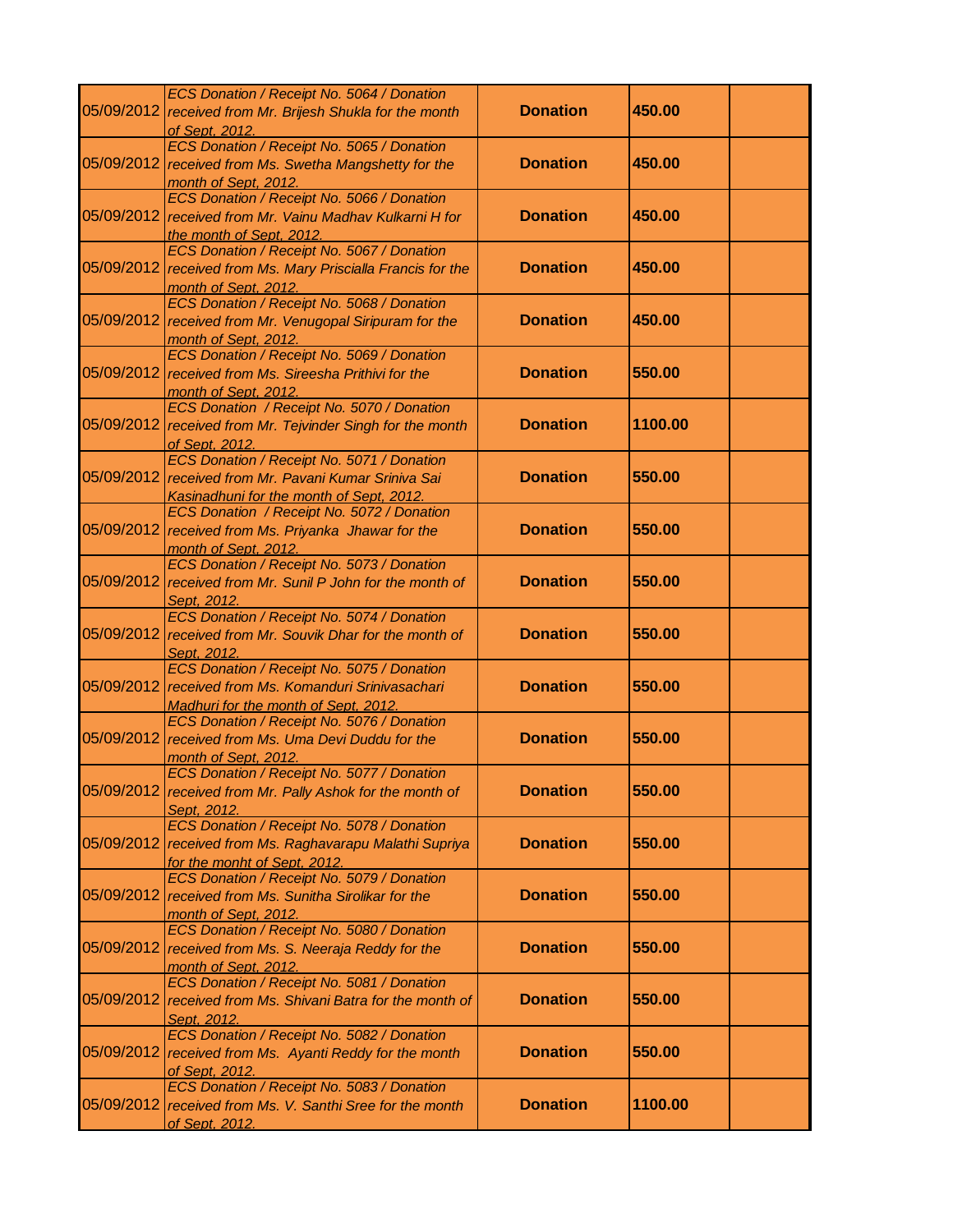| | | | | |
|---|---|---|---|---|
| 05/09/2012 | *ECS Donation / Receipt No. 5064 / Donation received from Mr. Brijesh Shukla for the month of Sept, 2012.* | **Donation** | **450.00** | |
| 05/09/2012 | *ECS Donation / Receipt No. 5065 / Donation received from Ms. Swetha Mangshetty for the month of Sept, 2012.* | **Donation** | **450.00** | |
| 05/09/2012 | *ECS Donation / Receipt No. 5066 / Donation received from Mr. Vainu Madhav Kulkarni H for the month of Sept, 2012.* | **Donation** | **450.00** | |
| 05/09/2012 | *ECS Donation / Receipt No. 5067 / Donation received from Ms. Mary Priscialla Francis for the month of Sept, 2012.* | **Donation** | **450.00** | |
| 05/09/2012 | *ECS Donation / Receipt No. 5068 / Donation received from Mr. Venugopal Siripuram for the month of Sept, 2012.* | **Donation** | **450.00** | |
| 05/09/2012 | *ECS Donation / Receipt No. 5069 / Donation received from Ms. Sireesha Prithivi for the month of Sept, 2012.* | **Donation** | **550.00** | |
| 05/09/2012 | *ECS Donation / Receipt No. 5070 / Donation received from Mr. Tejvinder Singh for the month of Sept, 2012.* | **Donation** | **1100.00** | |
| 05/09/2012 | *ECS Donation / Receipt No. 5071 / Donation received from Mr. Pavani Kumar Sriniva Sai Kasinadhuni for the month of Sept, 2012.* | **Donation** | **550.00** | |
| 05/09/2012 | *ECS Donation / Receipt No. 5072 / Donation received from Ms. Priyanka Jhawar for the month of Sept, 2012.* | **Donation** | **550.00** | |
| 05/09/2012 | *ECS Donation / Receipt No. 5073 / Donation received from Mr. Sunil P John for the month of Sept, 2012.* | **Donation** | **550.00** | |
| 05/09/2012 | *ECS Donation / Receipt No. 5074 / Donation received from Mr. Souvik Dhar for the month of Sept, 2012.* | **Donation** | **550.00** | |
| 05/09/2012 | *ECS Donation / Receipt No. 5075 / Donation received from Ms. Komanduri Srinivasachari Madhuri for the month of Sept, 2012.* | **Donation** | **550.00** | |
| 05/09/2012 | *ECS Donation / Receipt No. 5076 / Donation received from Ms. Uma Devi Duddu for the month of Sept, 2012.* | **Donation** | **550.00** | |
| 05/09/2012 | *ECS Donation / Receipt No. 5077 / Donation received from Mr. Pally Ashok for the month of Sept, 2012.* | **Donation** | **550.00** | |
| 05/09/2012 | *ECS Donation / Receipt No. 5078 / Donation received from Ms. Raghavarapu Malathi Supriya for the monht of Sept, 2012.* | **Donation** | **550.00** | |
| 05/09/2012 | *ECS Donation / Receipt No. 5079 / Donation received from Ms. Sunitha Sirolikar for the month of Sept, 2012.* | **Donation** | **550.00** | |
| 05/09/2012 | *ECS Donation / Receipt No. 5080 / Donation received from Ms. S. Neeraja Reddy for the month of Sept, 2012.* | **Donation** | **550.00** | |
| 05/09/2012 | *ECS Donation / Receipt No. 5081 / Donation received from Ms. Shivani Batra for the month of Sept, 2012.* | **Donation** | **550.00** | |
| 05/09/2012 | *ECS Donation / Receipt No. 5082 / Donation received from Ms. Ayanti Reddy for the month of Sept, 2012.* | **Donation** | **550.00** | |
| 05/09/2012 | *ECS Donation / Receipt No. 5083 / Donation received from Ms. V. Santhi Sree for the month of Sept, 2012.* | **Donation** | **1100.00** | |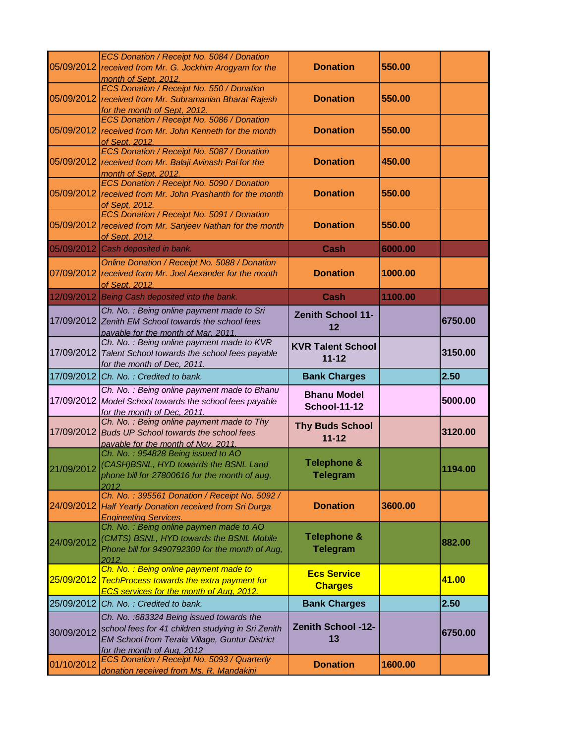| | | | | |
|---|---|---|---|---|
| 05/09/2012 | *ECS Donation / Receipt No. 5084 / Donation received from Mr. G. Jockhim Arogyam for the month of Sept, 2012.* | **Donation** | **550.00** | |
| 05/09/2012 | *ECS Donation / Receipt No. 550 / Donation received from Mr. Subramanian Bharat Rajesh for the month of Sept, 2012.* | **Donation** | **550.00** | |
| 05/09/2012 | *ECS Donation / Receipt No. 5086 / Donation received from Mr. John Kenneth for the month of Sept, 2012.* | **Donation** | **550.00** | |
| 05/09/2012 | *ECS Donation / Receipt No. 5087 / Donation received from Mr. Balaji Avinash Pai for the month of Sept, 2012.* | **Donation** | **450.00** | |
| 05/09/2012 | *ECS Donation / Receipt No. 5090 / Donation received from Mr. John Prashanth for the month of Sept, 2012.* | **Donation** | **550.00** | |
| 05/09/2012 | *ECS Donation / Receipt No. 5091 / Donation received from Mr. Sanjeev Nathan for the month of Sept, 2012.* | **Donation** | **550.00** | |
| 05/09/2012 | *Cash deposited in bank.* | **Cash** | **6000.00** | |
| 07/09/2012 | *Online Donation / Receipt No. 5088 / Donation received form Mr. Joel Aexander for the month of Sept, 2012.* | **Donation** | **1000.00** | |
| 12/09/2012 | *Being Cash deposited into the bank.* | **Cash** | **1100.00** | |
| 17/09/2012 | *Ch. No. : Being online payment made to Sri Zenith EM School towards the school fees payable for the month of Mar, 2011.* | **Zenith School 11-12** | | **6750.00** |
| 17/09/2012 | *Ch. No. : Being online payment made to KVR Talent School towards the school fees payable for the month of Dec, 2011.* | **KVR Talent School 11-12** | | **3150.00** |
| 17/09/2012 | *Ch. No. : Credited to bank.* | **Bank Charges** | | **2.50** |
| 17/09/2012 | *Ch. No. : Being online payment made to Bhanu Model School towards the school fees payable for the month of Dec, 2011.* | **Bhanu Model School-11-12** | | **5000.00** |
| 17/09/2012 | *Ch. No. : Being online payment made to Thy Buds UP School towards the school fees payable for the month of Nov, 2011.* | **Thy Buds School 11-12** | | **3120.00** |
| 21/09/2012 | *Ch. No. : 954828 Being issued to AO (CASH)BSNL, HYD towards the BSNL Land phone bill for 27800616 for the month of aug, 2012.* | **Telephone & Telegram** | | **1194.00** |
| 24/09/2012 | *Ch. No. : 395561 Donation / Receipt No. 5092 / Half Yearly Donation received from Sri Durga Engineeting Services.* | **Donation** | **3600.00** | |
| 24/09/2012 | *Ch. No. : Being online paymen made to AO (CMTS) BSNL, HYD towards the BSNL Mobile Phone bill for 9490792300 for the month of Aug, 2012.* | **Telephone & Telegram** | | **882.00** |
| 25/09/2012 | *Ch. No. : Being online payment made to TechProcess towards the extra payment for ECS services for the month of Aug, 2012.* | **Ecs Service Charges** | | **41.00** |
| 25/09/2012 | *Ch. No. : Credited to bank.* | **Bank Charges** | | **2.50** |
| 30/09/2012 | *Ch. No. :683324 Being issued towards the school fees for 41 children studying in Sri Zenith EM School from Terala Village, Guntur District for the month of Aug, 2012* | **Zenith School -12-13** | | **6750.00** |
| 01/10/2012 | *ECS Donation / Receipt No. 5093 / Quarterly donation received from Ms. R. Mandakini* | **Donation** | **1600.00** | |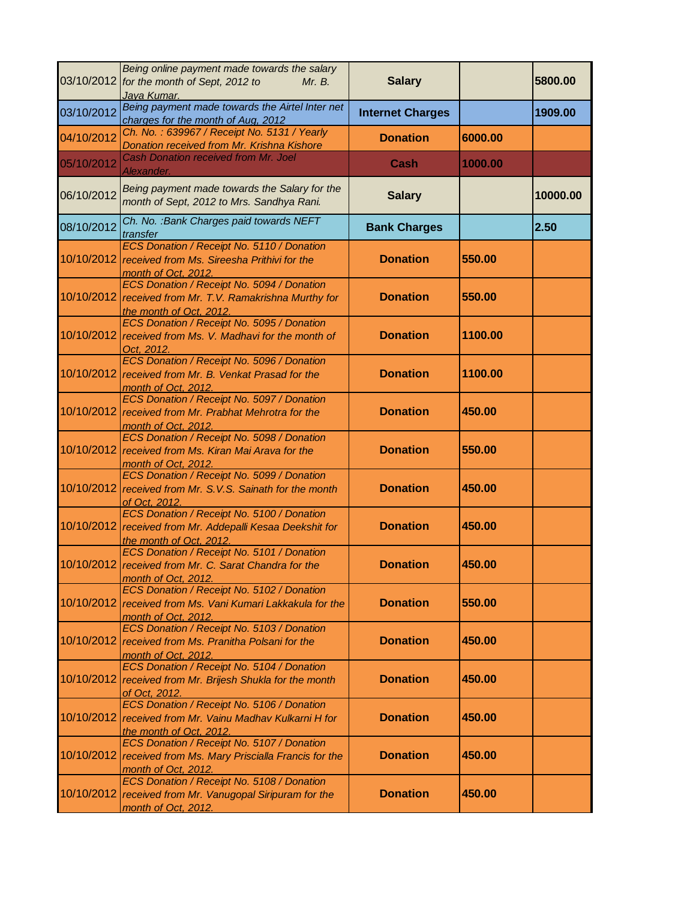| | | | | |
|---|---|---|---|---|
| 03/10/2012 | *Being online payment made towards the salary for the month of Sept, 2012 to Mr. B. Jaya Kumar.* | **Salary** | | **5800.00** |
| 03/10/2012 | *Being payment made towards the Airtel Inter net charges for the month of Aug, 2012* | **Internet Charges** | | **1909.00** |
| 04/10/2012 | *Ch. No. : 639967 / Receipt No. 5131 / Yearly Donation received from Mr. Krishna Kishore* | **Donation** | **6000.00** | |
| 05/10/2012 | *Cash Donation received from Mr. Joel Alexander.* | **Cash** | **1000.00** | |
| 06/10/2012 | *Being payment made towards the Salary for the month of Sept, 2012 to Mrs. Sandhya Rani.* | **Salary** | | **10000.00** |
| 08/10/2012 | *Ch. No. :Bank Charges paid towards NEFT transfer* | **Bank Charges** | | **2.50** |
| 10/10/2012 | *ECS Donation / Receipt No. 5110 / Donation received from Ms. Sireesha Prithivi for the month of Oct, 2012.* | **Donation** | **550.00** | |
| 10/10/2012 | *ECS Donation / Receipt No. 5094 / Donation received from Mr. T.V. Ramakrishna Murthy for the month of Oct, 2012.* | **Donation** | **550.00** | |
| 10/10/2012 | *ECS Donation / Receipt No. 5095 / Donation received from Ms. V. Madhavi for the month of Oct, 2012.* | **Donation** | **1100.00** | |
| 10/10/2012 | *ECS Donation / Receipt No. 5096 / Donation received from Mr. B. Venkat Prasad for the month of Oct, 2012.* | **Donation** | **1100.00** | |
| 10/10/2012 | *ECS Donation / Receipt No. 5097 / Donation received from Mr. Prabhat Mehrotra for the month of Oct, 2012.* | **Donation** | **450.00** | |
| 10/10/2012 | *ECS Donation / Receipt No. 5098 / Donation received from Ms. Kiran Mai Arava for the month of Oct, 2012.* | **Donation** | **550.00** | |
| 10/10/2012 | *ECS Donation / Receipt No. 5099 / Donation received from Mr. S.V.S. Sainath for the month of Oct, 2012.* | **Donation** | **450.00** | |
| 10/10/2012 | *ECS Donation / Receipt No. 5100 / Donation received from Mr. Addepalli Kesaa Deekshit for the month of Oct, 2012.* | **Donation** | **450.00** | |
| 10/10/2012 | *ECS Donation / Receipt No. 5101 / Donation received from Mr. C. Sarat Chandra for the month of Oct, 2012.* | **Donation** | **450.00** | |
| 10/10/2012 | *ECS Donation / Receipt No. 5102 / Donation received from Ms. Vani Kumari Lakkakula for the month of Oct, 2012.* | **Donation** | **550.00** | |
| 10/10/2012 | *ECS Donation / Receipt No. 5103 / Donation received from Ms. Pranitha Polsani for the month of Oct, 2012.* | **Donation** | **450.00** | |
| 10/10/2012 | *ECS Donation / Receipt No. 5104 / Donation received from Mr. Brijesh Shukla for the month of Oct, 2012.* | **Donation** | **450.00** | |
| 10/10/2012 | *ECS Donation / Receipt No. 5106 / Donation received from Mr. Vainu Madhav Kulkarni H for the month of Oct, 2012.* | **Donation** | **450.00** | |
| 10/10/2012 | *ECS Donation / Receipt No. 5107 / Donation received from Ms. Mary Priscialla Francis for the month of Oct, 2012.* | **Donation** | **450.00** | |
| 10/10/2012 | *ECS Donation / Receipt No. 5108 / Donation received from Mr. Vanugopal Siripuram for the month of Oct, 2012.* | **Donation** | **450.00** | |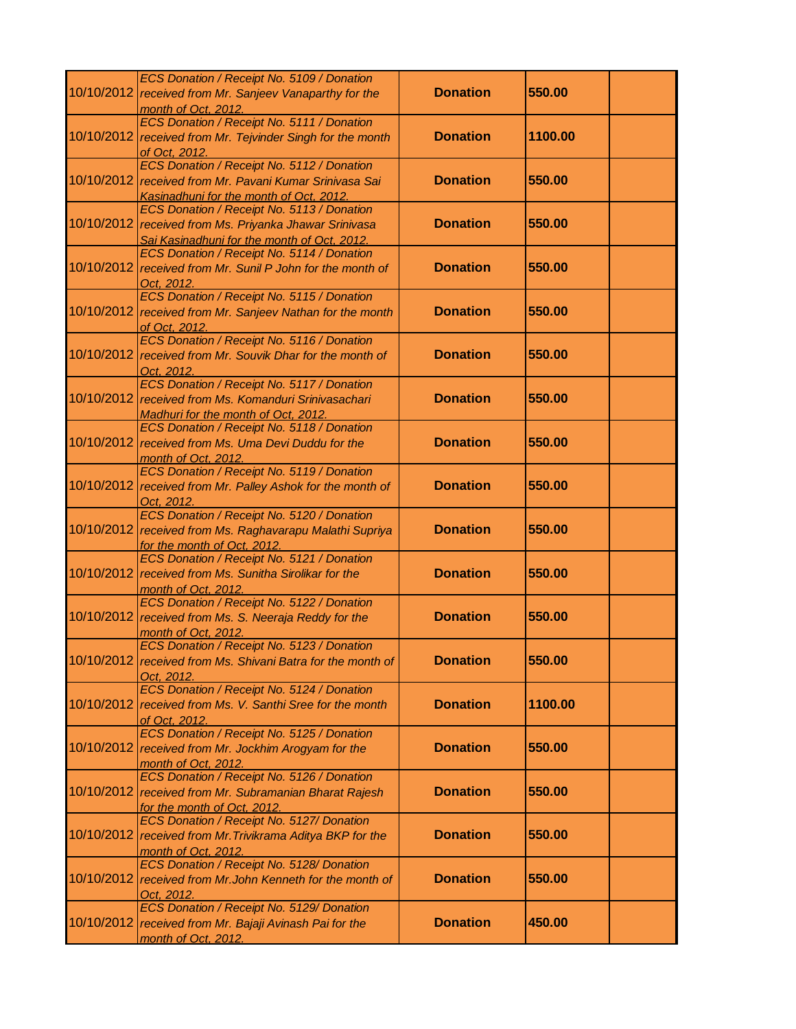| | | | | |
|---|---|---|---|---|
| 10/10/2012 | *ECS Donation / Receipt No. 5109 / Donation received from Mr. Sanjeev Vanaparthy for the month of Oct, 2012.* | **Donation** | **550.00** | |
| 10/10/2012 | *ECS Donation / Receipt No. 5111 / Donation received from Mr. Tejvinder Singh for the month of Oct, 2012.* | **Donation** | **1100.00** | |
| 10/10/2012 | *ECS Donation / Receipt No. 5112 / Donation received from Mr. Pavani Kumar Srinivasa Sai Kasinadhuni for the month of Oct, 2012.* | **Donation** | **550.00** | |
| 10/10/2012 | *ECS Donation / Receipt No. 5113 / Donation received from Ms. Priyanka Jhawar Srinivasa Sai Kasinadhuni for the month of Oct, 2012.* | **Donation** | **550.00** | |
| 10/10/2012 | *ECS Donation / Receipt No. 5114 / Donation received from Mr. Sunil P John for the month of Oct, 2012.* | **Donation** | **550.00** | |
| 10/10/2012 | *ECS Donation / Receipt No. 5115 / Donation received from Mr. Sanjeev Nathan for the month of Oct, 2012.* | **Donation** | **550.00** | |
| 10/10/2012 | *ECS Donation / Receipt No. 5116 / Donation received from Mr. Souvik Dhar for the month of Oct, 2012.* | **Donation** | **550.00** | |
| 10/10/2012 | *ECS Donation / Receipt No. 5117 / Donation received from Ms. Komanduri Srinivasachari Madhuri for the month of Oct, 2012.* | **Donation** | **550.00** | |
| 10/10/2012 | *ECS Donation / Receipt No. 5118 / Donation received from Ms. Uma Devi Duddu for the month of Oct, 2012.* | **Donation** | **550.00** | |
| 10/10/2012 | *ECS Donation / Receipt No. 5119 / Donation received from Mr. Palley Ashok for the month of Oct, 2012.* | **Donation** | **550.00** | |
| 10/10/2012 | *ECS Donation / Receipt No. 5120 / Donation received from Ms. Raghavarapu Malathi Supriya for the month of Oct, 2012.* | **Donation** | **550.00** | |
| 10/10/2012 | *ECS Donation / Receipt No. 5121 / Donation received from Ms. Sunitha Sirolikar for the month of Oct, 2012.* | **Donation** | **550.00** | |
| 10/10/2012 | *ECS Donation / Receipt No. 5122 / Donation received from Ms. S. Neeraja Reddy for the month of Oct, 2012.* | **Donation** | **550.00** | |
| 10/10/2012 | *ECS Donation / Receipt No. 5123 / Donation received from Ms. Shivani Batra for the month of Oct, 2012.* | **Donation** | **550.00** | |
| 10/10/2012 | *ECS Donation / Receipt No. 5124 / Donation received from Ms. V. Santhi Sree for the month of Oct, 2012.* | **Donation** | **1100.00** | |
| 10/10/2012 | *ECS Donation / Receipt No. 5125 / Donation received from Mr. Jockhim Arogyam for the month of Oct, 2012.* | **Donation** | **550.00** | |
| 10/10/2012 | *ECS Donation / Receipt No. 5126 / Donation received from Mr. Subramanian Bharat Rajesh for the month of Oct, 2012.* | **Donation** | **550.00** | |
| 10/10/2012 | *ECS Donation / Receipt No. 5127/ Donation received from Mr.Trivikrama Aditya BKP for the month of Oct, 2012.* | **Donation** | **550.00** | |
| 10/10/2012 | *ECS Donation / Receipt No. 5128/ Donation received from Mr.John Kenneth for the month of Oct, 2012.* | **Donation** | **550.00** | |
| 10/10/2012 | *ECS Donation / Receipt No. 5129/ Donation received from Mr. Bajaji Avinash Pai for the month of Oct, 2012.* | **Donation** | **450.00** | |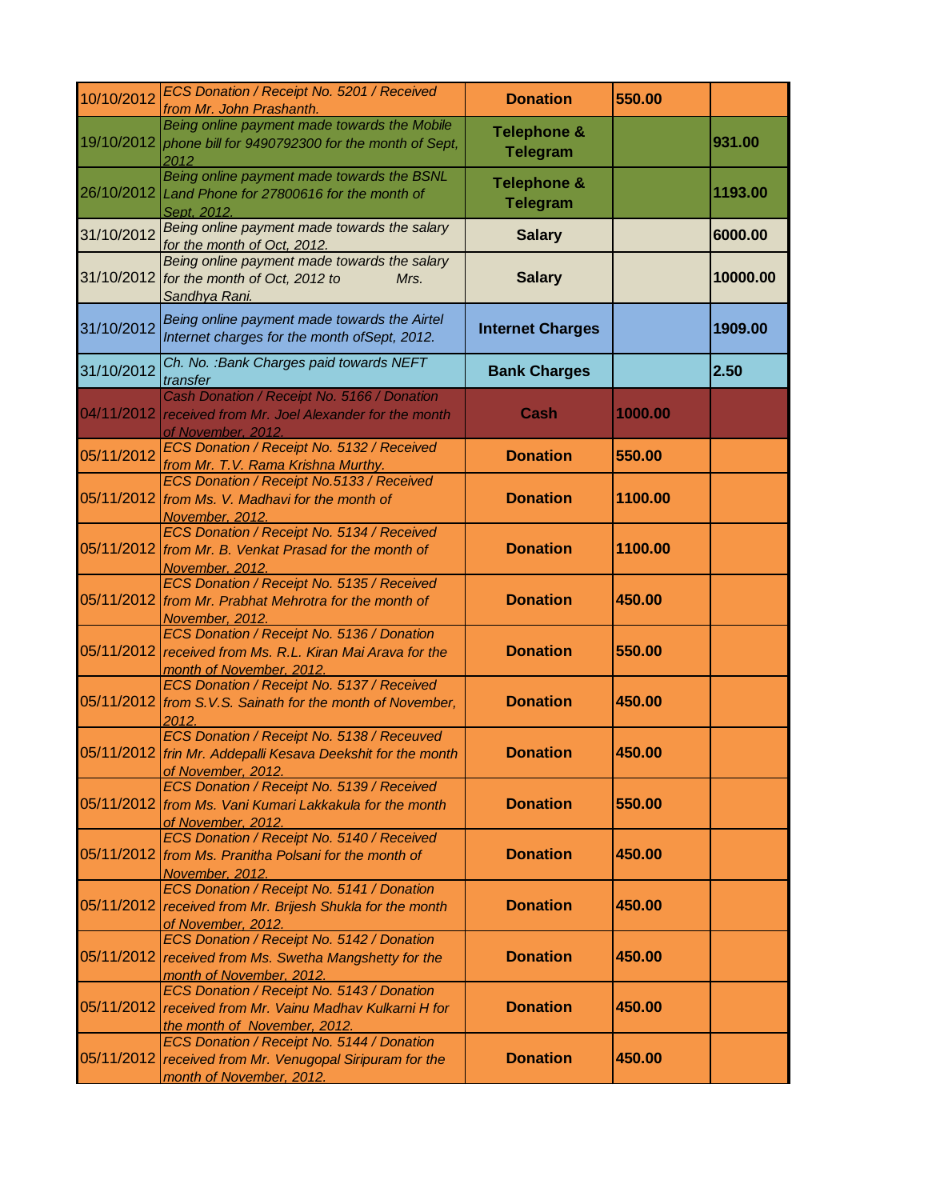| | | | | |
|---|---|---|---|---|
| 10/10/2012 | *ECS Donation / Receipt No. 5201 / Received from Mr. John Prashanth.* | **Donation** | **550.00** | |
| 19/10/2012 | *Being online payment made towards the Mobile phone bill for 9490792300 for the month of Sept, 2012* | **Telephone & Telegram** | | **931.00** |
| 26/10/2012 | *Being online payment made towards the BSNL Land Phone for 27800616 for the month of Sept, 2012.* | **Telephone & Telegram** | | **1193.00** |
| 31/10/2012 | *Being online payment made towards the salary for the month of Oct, 2012.* | **Salary** | | **6000.00** |
| 31/10/2012 | *Being online payment made towards the salary for the month of Oct, 2012 to Mrs. Sandhya Rani.* | **Salary** | | **10000.00** |
| 31/10/2012 | *Being online payment made towards the Airtel Internet charges for the month ofSept, 2012.* | **Internet Charges** | | **1909.00** |
| 31/10/2012 | *Ch. No. :Bank Charges paid towards NEFT transfer* | **Bank Charges** | | **2.50** |
| 04/11/2012 | *Cash Donation / Receipt No. 5166 / Donation received from Mr. Joel Alexander for the month of November, 2012.* | **Cash** | **1000.00** | |
| 05/11/2012 | *ECS Donation / Receipt No. 5132 / Received from Mr. T.V. Rama Krishna Murthy.* | **Donation** | **550.00** | |
| 05/11/2012 | *ECS Donation / Receipt No.5133 / Received from Ms. V. Madhavi for the month of November, 2012.* | **Donation** | **1100.00** | |
| 05/11/2012 | *ECS Donation / Receipt No. 5134 / Received from Mr. B. Venkat Prasad for the month of November, 2012.* | **Donation** | **1100.00** | |
| 05/11/2012 | *ECS Donation / Receipt No. 5135 / Received from Mr. Prabhat Mehrotra for the month of November, 2012.* | **Donation** | **450.00** | |
| 05/11/2012 | *ECS Donation / Receipt No. 5136 / Donation received from Ms. R.L. Kiran Mai Arava for the month of November, 2012.* | **Donation** | **550.00** | |
| 05/11/2012 | *ECS Donation / Receipt No. 5137 / Received from S.V.S. Sainath for the month of November, 2012.* | **Donation** | **450.00** | |
| 05/11/2012 | *ECS Donation / Receipt No. 5138 / Receuved frin Mr. Addepalli Kesava Deekshit for the month of November, 2012.* | **Donation** | **450.00** | |
| 05/11/2012 | *ECS Donation / Receipt No. 5139 / Received from Ms. Vani Kumari Lakkakula for the month of November, 2012.* | **Donation** | **550.00** | |
| 05/11/2012 | *ECS Donation / Receipt No. 5140 / Received from Ms. Pranitha Polsani for the month of November, 2012.* | **Donation** | **450.00** | |
| 05/11/2012 | *ECS Donation / Receipt No. 5141 / Donation received from Mr. Brijesh Shukla for the month of November, 2012.* | **Donation** | **450.00** | |
| 05/11/2012 | *ECS Donation / Receipt No. 5142 / Donation received from Ms. Swetha Mangshetty for the month of November, 2012.* | **Donation** | **450.00** | |
| 05/11/2012 | *ECS Donation / Receipt No. 5143 / Donation received from Mr. Vainu Madhav Kulkarni H for the month of November, 2012.* | **Donation** | **450.00** | |
| 05/11/2012 | *ECS Donation / Receipt No. 5144 / Donation received from Mr. Venugopal Siripuram for the month of November, 2012.* | **Donation** | **450.00** | |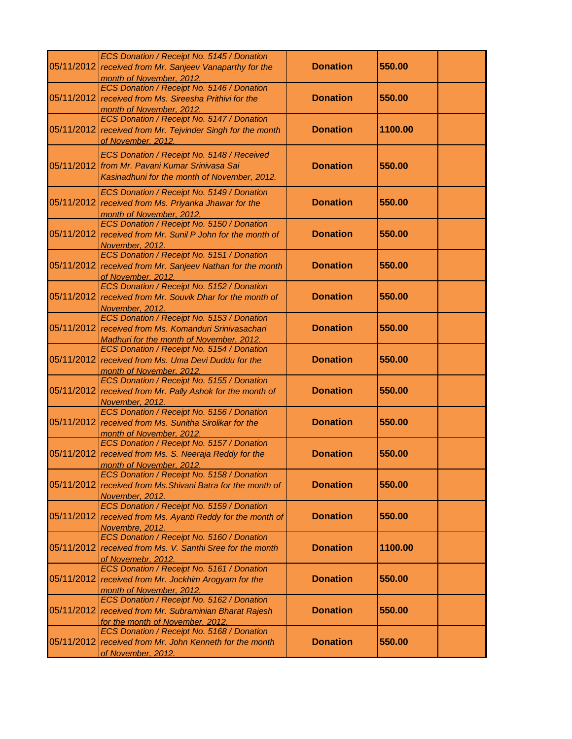| | | | | |
|---|---|---|---|---|
| 05/11/2012 | *ECS Donation / Receipt No. 5145 / Donation received from Mr. Sanjeev Vanaparthy for the month of November, 2012.* | **Donation** | **550.00** | |
| 05/11/2012 | *ECS Donation / Receipt No. 5146 / Donation received from Ms. Sireesha Prithivi for the month of November, 2012.* | **Donation** | **550.00** | |
| 05/11/2012 | *ECS Donation / Receipt No. 5147 / Donation received from Mr. Tejvinder Singh for the month of November, 2012.* | **Donation** | **1100.00** | |
| 05/11/2012 | *ECS Donation / Receipt No. 5148 / Received from Mr. Pavani Kumar Srinivasa Sai Kasinadhuni for the month of November, 2012.* | **Donation** | **550.00** | |
| 05/11/2012 | *ECS Donation / Receipt No. 5149 / Donation received from Ms. Priyanka Jhawar for the month of November, 2012.* | **Donation** | **550.00** | |
| 05/11/2012 | *ECS Donation / Receipt No. 5150 / Donation received from Mr. Sunil P John for the month of November, 2012.* | **Donation** | **550.00** | |
| 05/11/2012 | *ECS Donation / Receipt No. 5151 / Donation received from Mr. Sanjeev Nathan for the month of November, 2012.* | **Donation** | **550.00** | |
| 05/11/2012 | *ECS Donation / Receipt No. 5152 / Donation received from Mr. Souvik Dhar for the month of November, 2012.* | **Donation** | **550.00** | |
| 05/11/2012 | *ECS Donation / Receipt No. 5153 / Donation received from Ms. Komanduri Srinivasachari Madhuri for the month of November, 2012.* | **Donation** | **550.00** | |
| 05/11/2012 | *ECS Donation / Receipt No. 5154 / Donation received from Ms. Uma Devi Duddu for the month of November, 2012.* | **Donation** | **550.00** | |
| 05/11/2012 | *ECS Donation / Receipt No. 5155 / Donation received from Mr. Pally Ashok for the month of November, 2012.* | **Donation** | **550.00** | |
| 05/11/2012 | *ECS Donation / Receipt No. 5156 / Donation received from Ms. Sunitha Sirolikar for the month of November, 2012.* | **Donation** | **550.00** | |
| 05/11/2012 | *ECS Donation / Receipt No. 5157 / Donation received from Ms. S. Neeraja Reddy for the month of November, 2012.* | **Donation** | **550.00** | |
| 05/11/2012 | *ECS Donation / Receipt No. 5158 / Donation received from Ms.Shivani Batra for the month of November, 2012.* | **Donation** | **550.00** | |
| 05/11/2012 | *ECS Donation / Receipt No. 5159 / Donation received from Ms. Ayanti Reddy for the month of Novembre, 2012.* | **Donation** | **550.00** | |
| 05/11/2012 | *ECS Donation / Receipt No. 5160 / Donation received from Ms. V. Santhi Sree for the month of Novemebr, 2012.* | **Donation** | **1100.00** | |
| 05/11/2012 | *ECS Donation / Receipt No. 5161 / Donation received from Mr. Jockhim Arogyam for the month of November, 2012.* | **Donation** | **550.00** | |
| 05/11/2012 | *ECS Donation / Receipt No. 5162 / Donation received from Mr. Subraminian Bharat Rajesh for the month of November, 2012.* | **Donation** | **550.00** | |
| 05/11/2012 | *ECS Donation / Receipt No. 5168 / Donation received from Mr. John Kenneth for the month of November, 2012.* | **Donation** | **550.00** | |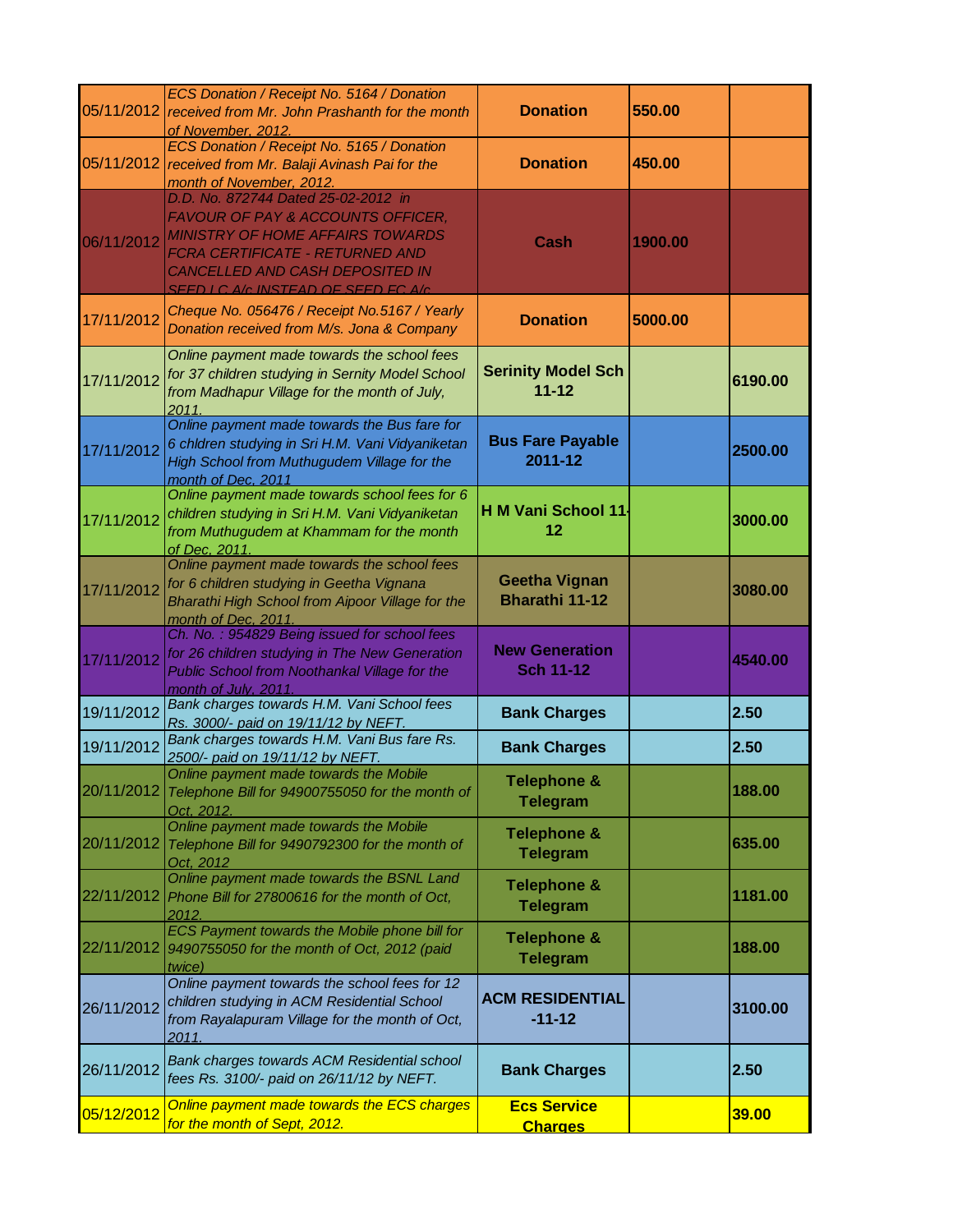| | | | | |
|---|---|---|---|---|
| 05/11/2012 | *ECS Donation / Receipt No. 5164 / Donation received from Mr. John Prashanth for the month of November, 2012.* | **Donation** | **550.00** | |
| 05/11/2012 | *ECS Donation / Receipt No. 5165 / Donation received from Mr. Balaji Avinash Pai for the month of November, 2012.* | **Donation** | **450.00** | |
| 06/11/2012 | *D.D. No. 872744 Dated 25-02-2012 in FAVOUR OF PAY & ACCOUNTS OFFICER, MINISTRY OF HOME AFFAIRS TOWARDS FCRA CERTIFICATE - RETURNED AND CANCELLED AND CASH DEPOSITED IN SEED LC A/c INSTEAD OF SEED FC A/c* | **Cash** | **1900.00** | |
| 17/11/2012 | *Cheque No. 056476 / Receipt No.5167 / Yearly Donation received from M/s. Jona & Company* | **Donation** | **5000.00** | |
| 17/11/2012 | *Online payment made towards the school fees for 37 children studying in Sernity Model School from Madhapur Village for the month of July, 2011.* | **Serinity Model Sch 11-12** | | **6190.00** |
| 17/11/2012 | *Online payment made towards the Bus fare for 6 chldren studying in Sri H.M. Vani Vidyaniketan High School from Muthugudem Village for the month of Dec, 2011* | **Bus Fare Payable 2011-12** | | **2500.00** |
| 17/11/2012 | *Online payment made towards school fees for 6 children studying in Sri H.M. Vani Vidyaniketan from Muthugudem at Khammam for the month of Dec, 2011.* | **H M Vani School 11-12** | | **3000.00** |
| 17/11/2012 | *Online payment made towards the school fees for 6 children studying in Geetha Vignana Bharathi High School from Aipoor Village for the month of Dec, 2011.* | **Geetha Vignan Bharathi 11-12** | | **3080.00** |
| 17/11/2012 | *Ch. No. : 954829 Being issued for school fees for 26 children studying in The New Generation Public School from Noothankal Village for the month of July, 2011.* | **New Generation Sch 11-12** | | **4540.00** |
| 19/11/2012 | *Bank charges towards H.M. Vani School fees Rs. 3000/- paid on 19/11/12 by NEFT.* | **Bank Charges** | | **2.50** |
| 19/11/2012 | *Bank charges towards H.M. Vani Bus fare Rs. 2500/- paid on 19/11/12 by NEFT.* | **Bank Charges** | | **2.50** |
| 20/11/2012 | *Online payment made towards the Mobile Telephone Bill for 94900755050 for the month of Oct, 2012.* | **Telephone & Telegram** | | **188.00** |
| 20/11/2012 | *Online payment made towards the Mobile Telephone Bill for 9490792300 for the month of Oct, 2012* | **Telephone & Telegram** | | **635.00** |
| 22/11/2012 | *Online payment made towards the BSNL Land Phone Bill for 27800616 for the month of Oct, 2012.* | **Telephone & Telegram** | | **1181.00** |
| 22/11/2012 | *ECS Payment towards the Mobile phone bill for 9490755050 for the month of Oct, 2012 (paid twice)* | **Telephone & Telegram** | | **188.00** |
| 26/11/2012 | *Online payment towards the school fees for 12 children studying in ACM Residential School from Rayalapuram Village for the month of Oct, 2011.* | **ACM RESIDENTIAL -11-12** | | **3100.00** |
| 26/11/2012 | *Bank charges towards ACM Residential school fees Rs. 3100/- paid on 26/11/12 by NEFT.* | **Bank Charges** | | **2.50** |
| 05/12/2012 | *Online payment made towards the ECS charges for the month of Sept, 2012.* | **Ecs Service Charges** | | **39.00** |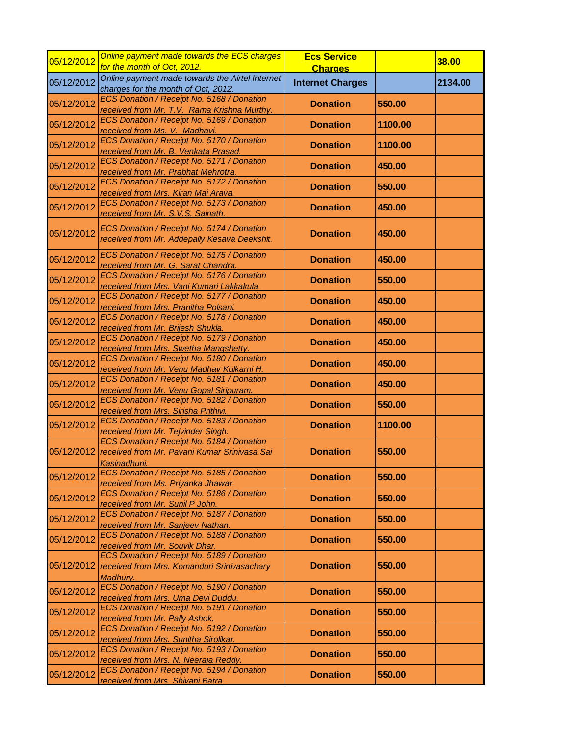| 05/12/2012 | *Online payment made towards the ECS charges for the month of Oct, 2012.* | **Ecs Service Charges** | | **38.00** |
|---|---|---|---|---|
| 05/12/2012 | *Online payment made towards the Airtel Internet charges for the month of Oct, 2012.* | **Internet Charges** | | **2134.00** |
| 05/12/2012 | *ECS Donation / Receipt No. 5168 / Donation received from Mr. T.V. Rama Krishna Murthy.* | **Donation** | **550.00** | |
| 05/12/2012 | *ECS Donation / Receipt No. 5169 / Donation received from Ms. V. Madhavi.* | **Donation** | **1100.00** | |
| 05/12/2012 | *ECS Donation / Receipt No. 5170 / Donation received from Mr. B. Venkata Prasad.* | **Donation** | **1100.00** | |
| 05/12/2012 | *ECS Donation / Receipt No. 5171 / Donation received from Mr. Prabhat Mehrotra.* | **Donation** | **450.00** | |
| 05/12/2012 | *ECS Donation / Receipt No. 5172 / Donation received from Mrs. Kiran Mai Arava.* | **Donation** | **550.00** | |
| 05/12/2012 | *ECS Donation / Receipt No. 5173 / Donation received from Mr. S.V.S. Sainath.* | **Donation** | **450.00** | |
| 05/12/2012 | *ECS Donation / Receipt No. 5174 / Donation received from Mr. Addepally Kesava Deekshit.* | **Donation** | **450.00** | |
| 05/12/2012 | *ECS Donation / Receipt No. 5175 / Donation received from Mr. G. Sarat Chandra.* | **Donation** | **450.00** | |
| 05/12/2012 | *ECS Donation / Receipt No. 5176 / Donation received from Mrs. Vani Kumari Lakkakula.* | **Donation** | **550.00** | |
| 05/12/2012 | *ECS Donation / Receipt No. 5177 / Donation received from Mrs. Pranitha Polsani.* | **Donation** | **450.00** | |
| 05/12/2012 | *ECS Donation / Receipt No. 5178 / Donation received from Mr. Brijesh Shukla.* | **Donation** | **450.00** | |
| 05/12/2012 | *ECS Donation / Receipt No. 5179 / Donation received from Mrs. Swetha Mangshetty.* | **Donation** | **450.00** | |
| 05/12/2012 | *ECS Donation / Receipt No. 5180 / Donation received from Mr. Venu Madhav Kulkarni H.* | **Donation** | **450.00** | |
| 05/12/2012 | *ECS Donation / Receipt No. 5181 / Donation received from Mr. Venu Gopal Siripuram.* | **Donation** | **450.00** | |
| 05/12/2012 | *ECS Donation / Receipt No. 5182 / Donation received from Mrs. Sirisha Prithivi.* | **Donation** | **550.00** | |
| 05/12/2012 | *ECS Donation / Receipt No. 5183 / Donation received from Mr. Tejvinder Singh.* | **Donation** | **1100.00** | |
| 05/12/2012 | *ECS Donation / Receipt No. 5184 / Donation received from Mr. Pavani Kumar Srinivasa Sai Kasinadhuni.* | **Donation** | **550.00** | |
| 05/12/2012 | *ECS Donation / Receipt No. 5185 / Donation received from Ms. Priyanka Jhawar.* | **Donation** | **550.00** | |
| 05/12/2012 | *ECS Donation / Receipt No. 5186 / Donation received from Mr. Sunil P John.* | **Donation** | **550.00** | |
| 05/12/2012 | *ECS Donation / Receipt No. 5187 / Donation received from Mr. Sanjeev Nathan.* | **Donation** | **550.00** | |
| 05/12/2012 | *ECS Donation / Receipt No. 5188 / Donation received from Mr. Souvik Dhar.* | **Donation** | **550.00** | |
| 05/12/2012 | *ECS Donation / Receipt No. 5189 / Donation received from Mrs. Komanduri Srinivasachary Madhury.* | **Donation** | **550.00** | |
| 05/12/2012 | *ECS Donation / Receipt No. 5190 / Donation received from Mrs. Uma Devi Duddu.* | **Donation** | **550.00** | |
| 05/12/2012 | *ECS Donation / Receipt No. 5191 / Donation received from Mr. Pally Ashok.* | **Donation** | **550.00** | |
| 05/12/2012 | *ECS Donation / Receipt No. 5192 / Donation received from Mrs. Sunitha Sirolikar.* | **Donation** | **550.00** | |
| 05/12/2012 | *ECS Donation / Receipt No. 5193 / Donation received from Mrs. N. Neeraja Reddy.* | **Donation** | **550.00** | |
| 05/12/2012 | *ECS Donation / Receipt No. 5194 / Donation received from Mrs. Shivani Batra.* | **Donation** | **550.00** | |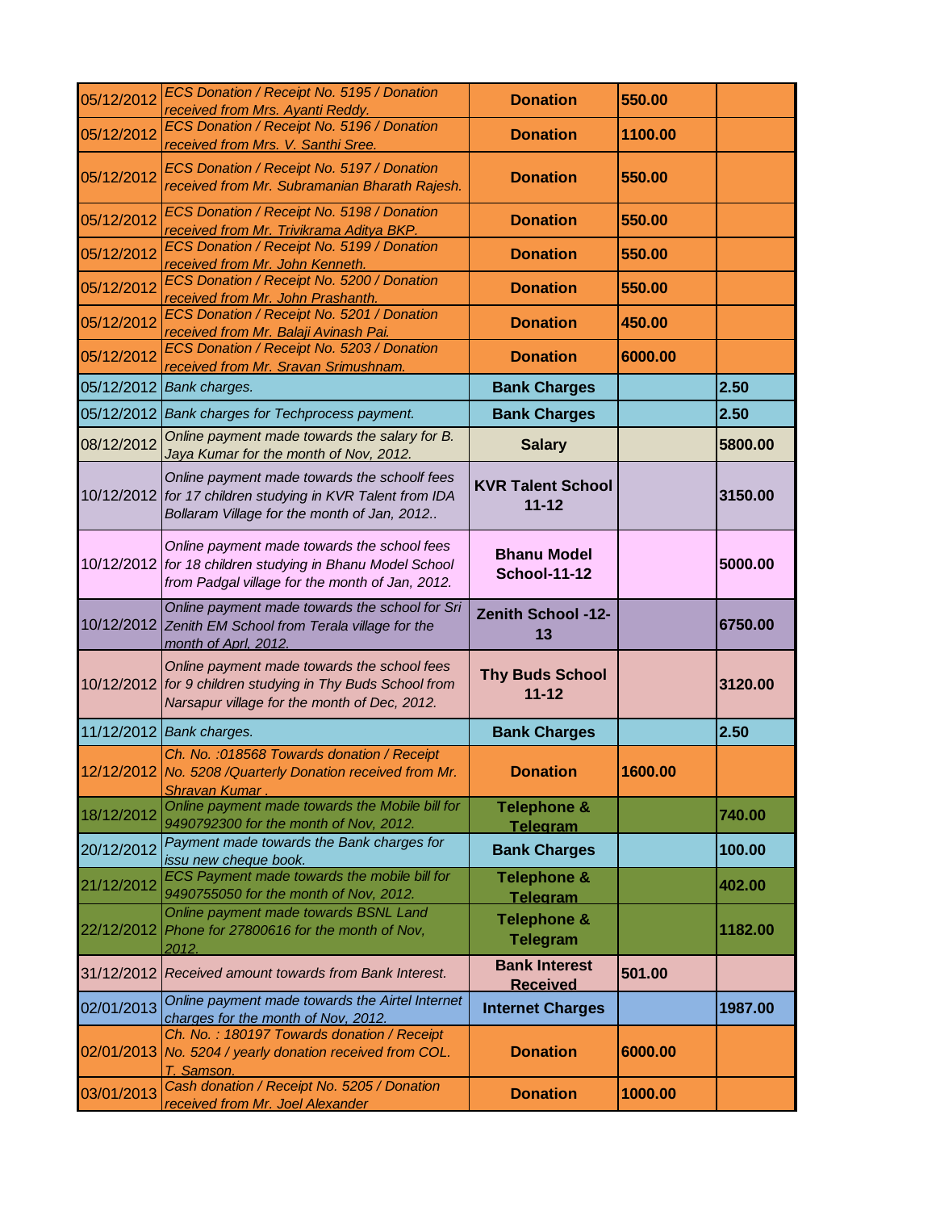| | | | | |
|---|---|---|---|---|
| 05/12/2012 | *ECS Donation / Receipt No. 5195 / Donation received from Mrs. Ayanti Reddy.* | **Donation** | **550.00** | |
| 05/12/2012 | *ECS Donation / Receipt No. 5196 / Donation received from Mrs. V. Santhi Sree.* | **Donation** | **1100.00** | |
| 05/12/2012 | *ECS Donation / Receipt No. 5197 / Donation received from Mr. Subramanian Bharath Rajesh.* | **Donation** | **550.00** | |
| 05/12/2012 | *ECS Donation / Receipt No. 5198 / Donation received from Mr. Trivikrama Aditya BKP.* | **Donation** | **550.00** | |
| 05/12/2012 | *ECS Donation / Receipt No. 5199 / Donation received from Mr. John Kenneth.* | **Donation** | **550.00** | |
| 05/12/2012 | *ECS Donation / Receipt No. 5200 / Donation received from Mr. John Prashanth.* | **Donation** | **550.00** | |
| 05/12/2012 | *ECS Donation / Receipt No. 5201 / Donation received from Mr. Balaji Avinash Pai.* | **Donation** | **450.00** | |
| 05/12/2012 | *ECS Donation / Receipt No. 5203 / Donation received from Mr. Sravan Srimushnam.* | **Donation** | **6000.00** | |
| 05/12/2012 | *Bank charges.* | **Bank Charges** | | **2.50** |
| 05/12/2012 | *Bank charges for Techprocess payment.* | **Bank Charges** | | **2.50** |
| 08/12/2012 | *Online payment made towards the salary for B. Jaya Kumar for the month of Nov, 2012.* | **Salary** | | **5800.00** |
| 10/12/2012 | *Online payment made towards the schoolf fees for 17 children studying in KVR Talent from IDA Bollaram Village for the month of Jan, 2012..* | **KVR Talent School 11-12** | | **3150.00** |
| 10/12/2012 | *Online payment made towards the school fees for 18 children studying in Bhanu Model School from Padgal village for the month of Jan, 2012.* | **Bhanu Model School-11-12** | | **5000.00** |
| 10/12/2012 | *Online payment made towards the school for Sri Zenith EM School from Terala village for the month of Aprl, 2012.* | **Zenith School -12-13** | | **6750.00** |
| 10/12/2012 | *Online payment made towards the school fees for 9 children studying in Thy Buds School from Narsapur village for the month of Dec, 2012.* | **Thy Buds School 11-12** | | **3120.00** |
| 11/12/2012 | *Bank charges.* | **Bank Charges** | | **2.50** |
| 12/12/2012 | *Ch. No. :018568 Towards donation / Receipt No. 5208 /Quarterly Donation received from Mr. Shravan Kumar .* | **Donation** | **1600.00** | |
| 18/12/2012 | *Online payment made towards the Mobile bill for 9490792300 for the month of Nov, 2012.* | **Telephone & Telegram** | | **740.00** |
| 20/12/2012 | *Payment made towards the Bank charges for issu new cheque book.* | **Bank Charges** | | **100.00** |
| 21/12/2012 | *ECS Payment made towards the mobile bill for 9490755050 for the month of Nov, 2012.* | **Telephone & Telegram** | | **402.00** |
| 22/12/2012 | *Online payment made towards BSNL Land Phone for 27800616 for the month of Nov, 2012.* | **Telephone & Telegram** | | **1182.00** |
| 31/12/2012 | *Received amount towards from Bank Interest.* | **Bank Interest Received** | **501.00** | |
| 02/01/2013 | *Online payment made towards the Airtel Internet charges for the month of Nov, 2012.* | **Internet Charges** | | **1987.00** |
| 02/01/2013 | *Ch. No. : 180197 Towards donation / Receipt No. 5204 / yearly donation received from COL. T. Samson.* | **Donation** | **6000.00** | |
| 03/01/2013 | *Cash donation / Receipt No. 5205 / Donation received from Mr. Joel Alexander* | **Donation** | **1000.00** | |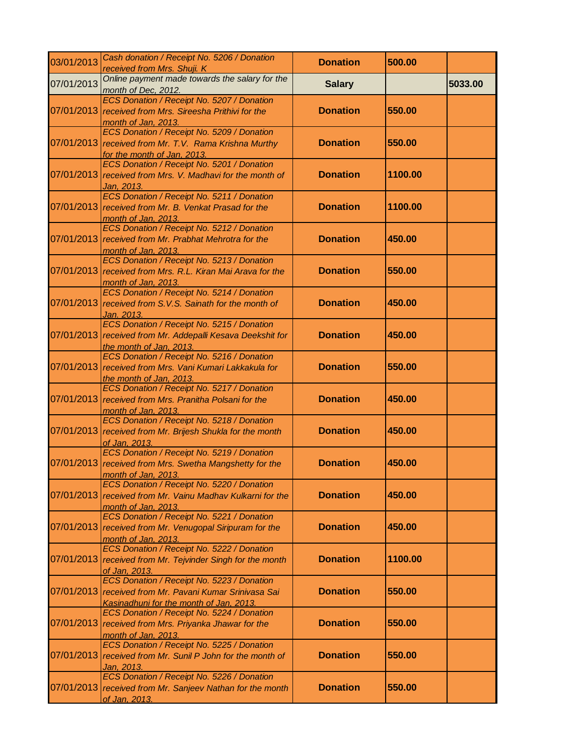| | | | | |
|---|---|---|---|---|
| 03/01/2013 | *Cash donation / Receipt No. 5206 / Donation received from Mrs. Shuji. K* | **Donation** | **500.00** | |
| 07/01/2013 | *Online payment made towards the salary for the month of Dec, 2012.* | **Salary** | | **5033.00** |
| 07/01/2013 | *ECS Donation / Receipt No. 5207 / Donation received from Mrs. Sireesha Prithivi for the month of Jan, 2013.* | **Donation** | **550.00** | |
| 07/01/2013 | *ECS Donation / Receipt No. 5209 / Donation received from Mr. T.V. Rama Krishna Murthy for the month of Jan, 2013.* | **Donation** | **550.00** | |
| 07/01/2013 | *ECS Donation / Receipt No. 5201 / Donation received from Mrs. V. Madhavi for the month of Jan, 2013.* | **Donation** | **1100.00** | |
| 07/01/2013 | *ECS Donation / Receipt No. 5211 / Donation received from Mr. B. Venkat Prasad for the month of Jan, 2013.* | **Donation** | **1100.00** | |
| 07/01/2013 | *ECS Donation / Receipt No. 5212 / Donation received from Mr. Prabhat Mehrotra for the month of Jan, 2013.* | **Donation** | **450.00** | |
| 07/01/2013 | *ECS Donation / Receipt No. 5213 / Donation received from Mrs. R.L. Kiran Mai Arava for the month of Jan, 2013.* | **Donation** | **550.00** | |
| 07/01/2013 | *ECS Donation / Receipt No. 5214 / Donation received from S.V.S. Sainath for the month of Jan, 2013.* | **Donation** | **450.00** | |
| 07/01/2013 | *ECS Donation / Receipt No. 5215 / Donation received from Mr. Addepalli Kesava Deekshit for the month of Jan, 2013.* | **Donation** | **450.00** | |
| 07/01/2013 | *ECS Donation / Receipt No. 5216 / Donation received from Mrs. Vani Kumari Lakkakula for the month of Jan, 2013.* | **Donation** | **550.00** | |
| 07/01/2013 | *ECS Donation / Receipt No. 5217 / Donation received from Mrs. Pranitha Polsani for the month of Jan, 2013.* | **Donation** | **450.00** | |
| 07/01/2013 | *ECS Donation / Receipt No. 5218 / Donation received from Mr. Brijesh Shukla for the month of Jan, 2013.* | **Donation** | **450.00** | |
| 07/01/2013 | *ECS Donation / Receipt No. 5219 / Donation received from Mrs. Swetha Mangshetty for the month of Jan, 2013.* | **Donation** | **450.00** | |
| 07/01/2013 | *ECS Donation / Receipt No. 5220 / Donation received from Mr. Vainu Madhav Kulkarni for the month of Jan, 2013.* | **Donation** | **450.00** | |
| 07/01/2013 | *ECS Donation / Receipt No. 5221 / Donation received from Mr. Venugopal Siripuram for the month of Jan, 2013.* | **Donation** | **450.00** | |
| 07/01/2013 | *ECS Donation / Receipt No. 5222 / Donation received from Mr. Tejvinder Singh for the month of Jan, 2013.* | **Donation** | **1100.00** | |
| 07/01/2013 | *ECS Donation / Receipt No. 5223 / Donation received from Mr. Pavani Kumar Srinivasa Sai Kasinadhuni for the month of Jan, 2013.* | **Donation** | **550.00** | |
| 07/01/2013 | *ECS Donation / Receipt No. 5224 / Donation received from Mrs. Priyanka Jhawar for the month of Jan, 2013.* | **Donation** | **550.00** | |
| 07/01/2013 | *ECS Donation / Receipt No. 5225 / Donation received from Mr. Sunil P John for the month of Jan, 2013.* | **Donation** | **550.00** | |
| 07/01/2013 | *ECS Donation / Receipt No. 5226 / Donation received from Mr. Sanjeev Nathan for the month of Jan, 2013.* | **Donation** | **550.00** | |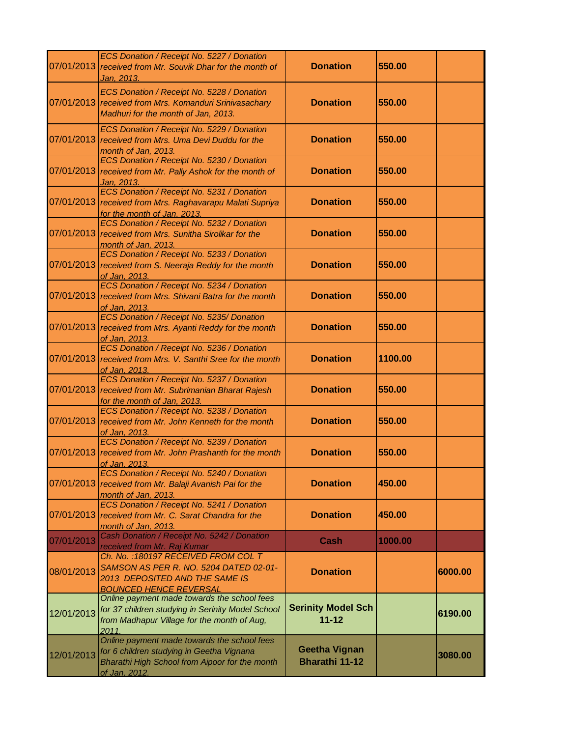| | | | | |
|---|---|---|---|---|
| 07/01/2013 | *ECS Donation / Receipt No. 5227 / Donation received from Mr. Souvik Dhar for the month of Jan, 2013.* | **Donation** | **550.00** | |
| 07/01/2013 | *ECS Donation / Receipt No. 5228 / Donation received from Mrs. Komanduri Srinivasachary Madhuri for the month of Jan, 2013.* | **Donation** | **550.00** | |
| 07/01/2013 | *ECS Donation / Receipt No. 5229 / Donation received from Mrs. Uma Devi Duddu for the month of Jan, 2013.* | **Donation** | **550.00** | |
| 07/01/2013 | *ECS Donation / Receipt No. 5230 / Donation received from Mr. Pally Ashok for the month of Jan, 2013.* | **Donation** | **550.00** | |
| 07/01/2013 | *ECS Donation / Receipt No. 5231 / Donation received from Mrs. Raghavarapu Malati Supriya for the month of Jan, 2013.* | **Donation** | **550.00** | |
| 07/01/2013 | *ECS Donation / Receipt No. 5232 / Donation received from Mrs. Sunitha Sirolikar for the month of Jan, 2013.* | **Donation** | **550.00** | |
| 07/01/2013 | *ECS Donation / Receipt No. 5233 / Donation received from S. Neeraja Reddy for the month of Jan, 2013.* | **Donation** | **550.00** | |
| 07/01/2013 | *ECS Donation / Receipt No. 5234 / Donation received from Mrs. Shivani Batra for the month of Jan, 2013.* | **Donation** | **550.00** | |
| 07/01/2013 | *ECS Donation / Receipt No. 5235/ Donation received from Mrs. Ayanti Reddy for the month of Jan, 2013.* | **Donation** | **550.00** | |
| 07/01/2013 | *ECS Donation / Receipt No. 5236 / Donation received from Mrs. V. Santhi Sree for the month of Jan, 2013.* | **Donation** | **1100.00** | |
| 07/01/2013 | *ECS Donation / Receipt No. 5237 / Donation received from Mr. Subrimanian Bharat Rajesh for the month of Jan, 2013.* | **Donation** | **550.00** | |
| 07/01/2013 | *ECS Donation / Receipt No. 5238 / Donation received from Mr. John Kenneth for the month of Jan, 2013.* | **Donation** | **550.00** | |
| 07/01/2013 | *ECS Donation / Receipt No. 5239 / Donation received from Mr. John Prashanth for the month of Jan, 2013.* | **Donation** | **550.00** | |
| 07/01/2013 | *ECS Donation / Receipt No. 5240 / Donation received from Mr. Balaji Avanish Pai for the month of Jan, 2013.* | **Donation** | **450.00** | |
| 07/01/2013 | *ECS Donation / Receipt No. 5241 / Donation received from Mr. C. Sarat Chandra for the month of Jan, 2013.* | **Donation** | **450.00** | |
| 07/01/2013 | *Cash Donation / Receipt No. 5242 / Donation received from Mr. Raj Kumar* | **Cash** | **1000.00** | |
| 08/01/2013 | *Ch. No. :180197 RECEIVED FROM COL T SAMSON AS PER R. NO. 5204 DATED 02-01-2013 DEPOSITED AND THE SAME IS BOUNCED HENCE REVERSAL* | **Donation** | | **6000.00** |
| 12/01/2013 | *Online payment made towards the school fees for 37 children studying in Serinity Model School from Madhapur Village for the month of Aug, 2011.* | **Serinity Model Sch 11-12** | | **6190.00** |
| 12/01/2013 | *Online payment made towards the school fees for 6 children studying in Geetha Vignana Bharathi High School from Aipoor for the month of Jan, 2012.* | **Geetha Vignan Bharathi 11-12** | | **3080.00** |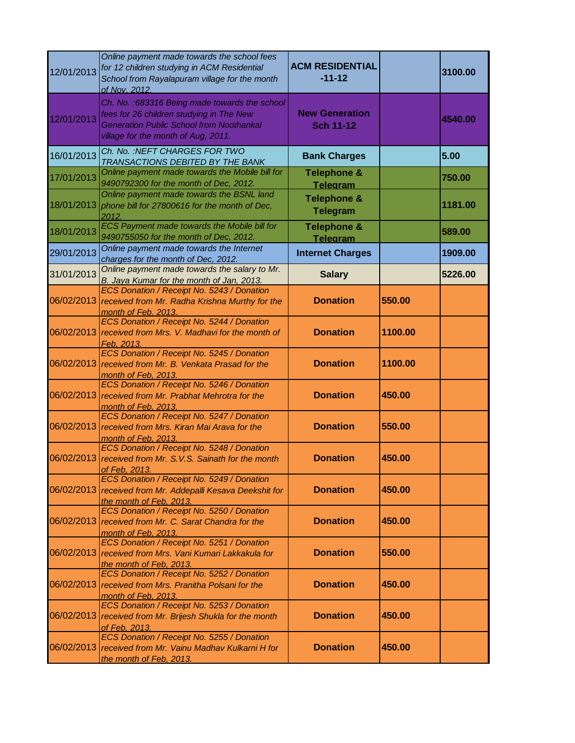| | | | | |
|---|---|---|---|---|
| 12/01/2013 | *Online payment made towards the school fees for 12 children studying in ACM Residential School from Rayalapuram village for the month of Nov, 2012.* | **ACM RESIDENTIAL -11-12** | | **3100.00** |
| 12/01/2013 | *Ch. No. :683316 Being made towards the school fees for 26 children studying in The New Generation Public School from Noothankal village for the month of Aug, 2011.* | **New Generation Sch 11-12** | | **4540.00** |
| 16/01/2013 | *Ch. No. :NEFT CHARGES FOR TWO TRANSACTIONS DEBITED BY THE BANK* | **Bank Charges** | | **5.00** |
| 17/01/2013 | *Online payment made towards the Mobile bill for 9490792300 for the month of Dec, 2012.* | **Telephone & Telegram** | | **750.00** |
| 18/01/2013 | *Online payment made towards the BSNL land phone bill for 27800616 for the month of Dec, 2012.* | **Telephone & Telegram** | | **1181.00** |
| 18/01/2013 | *ECS Payment made towards the Mobile bill for 9490755050 for the month of Dec, 2012.* | **Telephone & Telegram** | | **589.00** |
| 29/01/2013 | *Online payment made towards the Internet charges for the month of Dec, 2012.* | **Internet Charges** | | **1909.00** |
| 31/01/2013 | *Online payment made towards the salary to Mr. B. Jaya Kumar for the month of Jan, 2013.* | **Salary** | | **5226.00** |
| 06/02/2013 | *ECS Donation / Receipt No. 5243 / Donation received from Mr. Radha Krishna Murthy for the month of Feb, 2013.* | **Donation** | **550.00** | |
| 06/02/2013 | *ECS Donation / Receipt No. 5244 / Donation received from Mrs. V. Madhavi for the month of Feb, 2013.* | **Donation** | **1100.00** | |
| 06/02/2013 | *ECS Donation / Receipt No. 5245 / Donation received from Mr. B. Venkata Prasad for the month of Feb, 2013.* | **Donation** | **1100.00** | |
| 06/02/2013 | *ECS Donation / Receipt No. 5246 / Donation received from Mr. Prabhat Mehrotra for the month of Feb, 2013.* | **Donation** | **450.00** | |
| 06/02/2013 | *ECS Donation / Receipt No. 5247 / Donation received from Mrs. Kiran Mai Arava for the month of Feb, 2013.* | **Donation** | **550.00** | |
| 06/02/2013 | *ECS Donation / Receipt No. 5248 / Donation received from Mr. S.V.S. Sainath for the month of Feb, 2013.* | **Donation** | **450.00** | |
| 06/02/2013 | *ECS Donation / Receipt No. 5249 / Donation received from Mr. Addepalli Kesava Deekshit for the month of Feb, 2013.* | **Donation** | **450.00** | |
| 06/02/2013 | *ECS Donation / Receipt No. 5250 / Donation received from Mr. C. Sarat Chandra for the month of Feb, 2013.* | **Donation** | **450.00** | |
| 06/02/2013 | *ECS Donation / Receipt No. 5251 / Donation received from Mrs. Vani Kumari Lakkakula for the month of Feb, 2013.* | **Donation** | **550.00** | |
| 06/02/2013 | *ECS Donation / Receipt No. 5252 / Donation received from Mrs. Pranitha Polsani for the month of Feb, 2013.* | **Donation** | **450.00** | |
| 06/02/2013 | *ECS Donation / Receipt No. 5253 / Donation received from Mr. Brijesh Shukla for the month of Feb, 2013.* | **Donation** | **450.00** | |
| 06/02/2013 | *ECS Donation / Receipt No. 5255 / Donation received from Mr. Vainu Madhav Kulkarni H for the month of Feb, 2013.* | **Donation** | **450.00** | |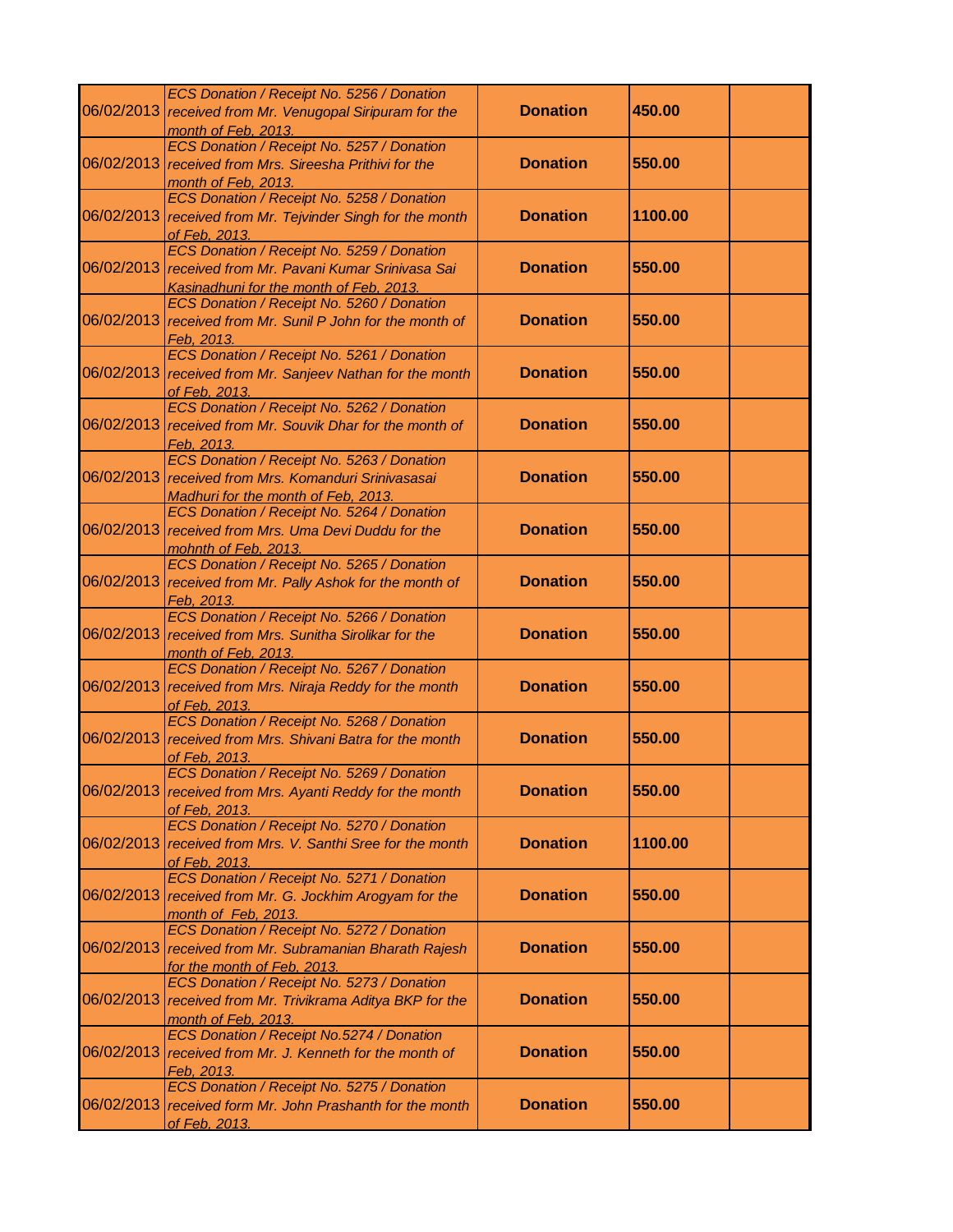| | | | | |
|---|---|---|---|---|
| 06/02/2013 | ECS Donation / Receipt No. 5256 / Donation received from Mr. Venugopal Siripuram for the month of Feb, 2013. | Donation | 450.00 | |
| 06/02/2013 | ECS Donation / Receipt No. 5257 / Donation received from Mrs. Sireesha Prithivi for the month of Feb, 2013. | Donation | 550.00 | |
| 06/02/2013 | ECS Donation / Receipt No. 5258 / Donation received from Mr. Tejvinder Singh for the month of Feb, 2013. | Donation | 1100.00 | |
| 06/02/2013 | ECS Donation / Receipt No. 5259 / Donation received from Mr. Pavani Kumar Srinivasa Sai Kasinadhuni for the month of Feb, 2013. | Donation | 550.00 | |
| 06/02/2013 | ECS Donation / Receipt No. 5260 / Donation received from Mr. Sunil P John for the month of Feb, 2013. | Donation | 550.00 | |
| 06/02/2013 | ECS Donation / Receipt No. 5261 / Donation received from Mr. Sanjeev Nathan for the month of Feb, 2013. | Donation | 550.00 | |
| 06/02/2013 | ECS Donation / Receipt No. 5262 / Donation received from Mr. Souvik Dhar for the month of Feb, 2013. | Donation | 550.00 | |
| 06/02/2013 | ECS Donation / Receipt No. 5263 / Donation received from Mrs. Komanduri Srinivasasai Madhuri for the month of Feb, 2013. | Donation | 550.00 | |
| 06/02/2013 | ECS Donation / Receipt No. 5264 / Donation received from Mrs. Uma Devi Duddu for the mohnth of Feb, 2013. | Donation | 550.00 | |
| 06/02/2013 | ECS Donation / Receipt No. 5265 / Donation received from Mr. Pally Ashok for the month of Feb, 2013. | Donation | 550.00 | |
| 06/02/2013 | ECS Donation / Receipt No. 5266 / Donation received from Mrs. Sunitha Sirolikar for the month of Feb, 2013. | Donation | 550.00 | |
| 06/02/2013 | ECS Donation / Receipt No. 5267 / Donation received from Mrs. Niraja Reddy for the month of Feb, 2013. | Donation | 550.00 | |
| 06/02/2013 | ECS Donation / Receipt No. 5268 / Donation received from Mrs. Shivani Batra for the month of Feb, 2013. | Donation | 550.00 | |
| 06/02/2013 | ECS Donation / Receipt No. 5269 / Donation received from Mrs. Ayanti Reddy for the month of Feb, 2013. | Donation | 550.00 | |
| 06/02/2013 | ECS Donation / Receipt No. 5270 / Donation received from Mrs. V. Santhi Sree for the month of Feb, 2013. | Donation | 1100.00 | |
| 06/02/2013 | ECS Donation / Receipt No. 5271 / Donation received from Mr. G. Jockhim Arogyam for the month of Feb, 2013. | Donation | 550.00 | |
| 06/02/2013 | ECS Donation / Receipt No. 5272 / Donation received from Mr. Subramanian Bharath Rajesh for the month of Feb, 2013. | Donation | 550.00 | |
| 06/02/2013 | ECS Donation / Receipt No. 5273 / Donation received from Mr. Trivikrama Aditya BKP for the month of Feb, 2013. | Donation | 550.00 | |
| 06/02/2013 | ECS Donation / Receipt No.5274 / Donation received from Mr. J. Kenneth for the month of Feb, 2013. | Donation | 550.00 | |
| 06/02/2013 | ECS Donation / Receipt No. 5275 / Donation received form Mr. John Prashanth for the month of Feb, 2013. | Donation | 550.00 | |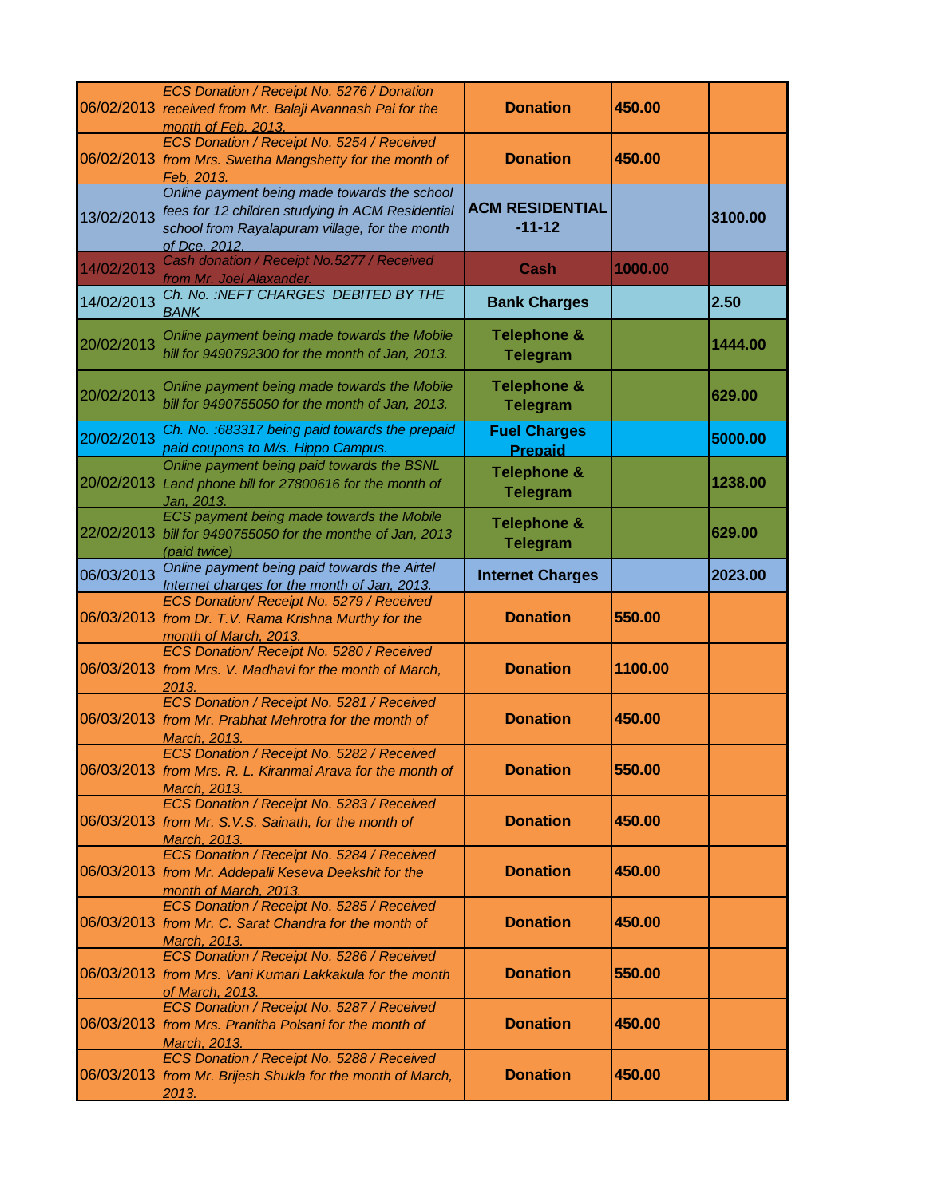| | | | | |
|---|---|---|---|---|
| 06/02/2013 | *ECS Donation / Receipt No. 5276 / Donation received from Mr. Balaji Avannash Pai for the month of Feb, 2013.* | **Donation** | **450.00** | |
| 06/02/2013 | *ECS Donation / Receipt No. 5254 / Received from Mrs. Swetha Mangshetty for the month of Feb, 2013.* | **Donation** | **450.00** | |
| 13/02/2013 | *Online payment being made towards the school fees for 12 children studying in ACM Residential school from Rayalapuram village, for the month of Dce, 2012.* | **ACM RESIDENTIAL -11-12** | | **3100.00** |
| 14/02/2013 | *Cash donation / Receipt No.5277 / Received from Mr. Joel Alaxander.* | **Cash** | **1000.00** | |
| 14/02/2013 | *Ch. No. :NEFT CHARGES DEBITED BY THE BANK* | **Bank Charges** | | **2.50** |
| 20/02/2013 | *Online payment being made towards the Mobile bill for 9490792300 for the month of Jan, 2013.* | **Telephone & Telegram** | | **1444.00** |
| 20/02/2013 | *Online payment being made towards the Mobile bill for 9490755050 for the month of Jan, 2013.* | **Telephone & Telegram** | | **629.00** |
| 20/02/2013 | *Ch. No. :683317 being paid towards the prepaid paid coupons to M/s. Hippo Campus.* | **Fuel Charges Prepaid** | | **5000.00** |
| 20/02/2013 | *Online payment being paid towards the BSNL Land phone bill for 27800616 for the month of Jan, 2013.* | **Telephone & Telegram** | | **1238.00** |
| 22/02/2013 | *ECS payment being made towards the Mobile bill for 9490755050 for the monthe of Jan, 2013 (paid twice)* | **Telephone & Telegram** | | **629.00** |
| 06/03/2013 | *Online payment being paid towards the Airtel Internet charges for the month of Jan, 2013.* | **Internet Charges** | | **2023.00** |
| 06/03/2013 | *ECS Donation/ Receipt No. 5279 / Received from Dr. T.V. Rama Krishna Murthy for the month of March, 2013.* | **Donation** | **550.00** | |
| 06/03/2013 | *ECS Donation/ Receipt No. 5280 / Received from Mrs. V. Madhavi for the month of March, 2013.* | **Donation** | **1100.00** | |
| 06/03/2013 | *ECS Donation / Receipt No. 5281 / Received from Mr. Prabhat Mehrotra for the month of March, 2013.* | **Donation** | **450.00** | |
| 06/03/2013 | *ECS Donation / Receipt No. 5282 / Received from Mrs. R. L. Kiranmai Arava for the month of March, 2013.* | **Donation** | **550.00** | |
| 06/03/2013 | *ECS Donation / Receipt No. 5283 / Received from Mr. S.V.S. Sainath, for the month of March, 2013.* | **Donation** | **450.00** | |
| 06/03/2013 | *ECS Donation / Receipt No. 5284 / Received from Mr. Addepalli Keseva Deekshit for the month of March, 2013.* | **Donation** | **450.00** | |
| 06/03/2013 | *ECS Donation / Receipt No. 5285 / Received from Mr. C. Sarat Chandra for the month of March, 2013.* | **Donation** | **450.00** | |
| 06/03/2013 | *ECS Donation / Receipt No. 5286 / Received from Mrs. Vani Kumari Lakkakula for the month of March, 2013.* | **Donation** | **550.00** | |
| 06/03/2013 | *ECS Donation / Receipt No. 5287 / Received from Mrs. Pranitha Polsani for the month of March, 2013.* | **Donation** | **450.00** | |
| 06/03/2013 | *ECS Donation / Receipt No. 5288 / Received from Mr. Brijesh Shukla for the month of March, 2013.* | **Donation** | **450.00** | |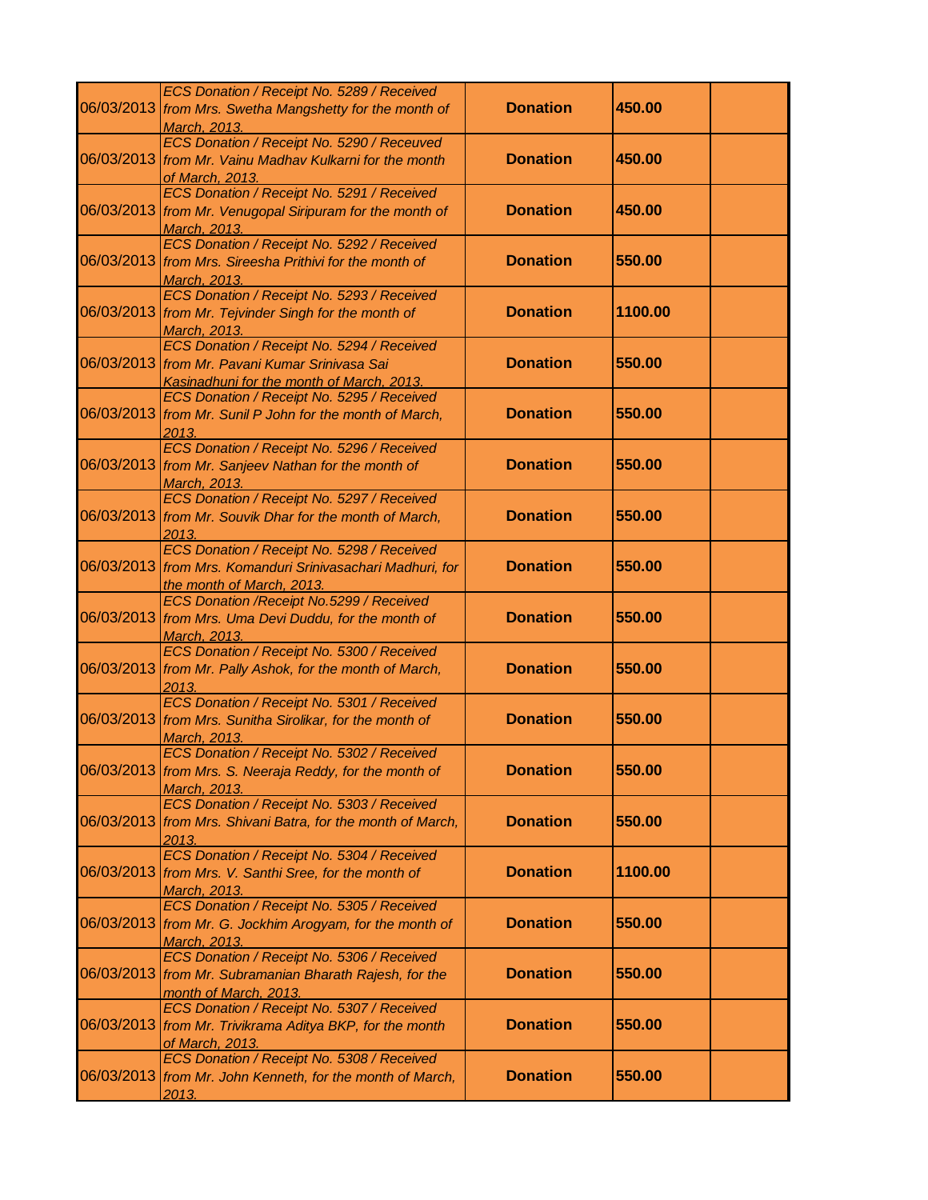| 06/03/2013 | ECS Donation / Receipt No. 5289 / Received from Mrs. Swetha Mangshetty for the month of March, 2013. | **Donation** | **450.00** | |
|---|---|---|---|---|
| 06/03/2013 | ECS Donation / Receipt No. 5290 / Receuved from Mr. Vainu Madhav Kulkarni for the month of March, 2013. | **Donation** | **450.00** | |
| 06/03/2013 | ECS Donation / Receipt No. 5291 / Received from Mr. Venugopal Siripuram for the month of March, 2013. | **Donation** | **450.00** | |
| 06/03/2013 | ECS Donation / Receipt No. 5292 / Received from Mrs. Sireesha Prithivi for the month of March, 2013. | **Donation** | **550.00** | |
| 06/03/2013 | ECS Donation / Receipt No. 5293 / Received from Mr. Tejvinder Singh for the month of March, 2013. | **Donation** | **1100.00** | |
| 06/03/2013 | ECS Donation / Receipt No. 5294 / Received from Mr. Pavani Kumar Srinivasa Sai Kasinadhuni for the month of March, 2013. | **Donation** | **550.00** | |
| 06/03/2013 | ECS Donation / Receipt No. 5295 / Received from Mr. Sunil P John for the month of March, 2013. | **Donation** | **550.00** | |
| 06/03/2013 | ECS Donation / Receipt No. 5296 / Received from Mr. Sanjeev Nathan for the month of March, 2013. | **Donation** | **550.00** | |
| 06/03/2013 | ECS Donation / Receipt No. 5297 / Received from Mr. Souvik Dhar for the month of March, 2013. | **Donation** | **550.00** | |
| 06/03/2013 | ECS Donation / Receipt No. 5298 / Received from Mrs. Komanduri Srinivasachari Madhuri, for the month of March, 2013. | **Donation** | **550.00** | |
| 06/03/2013 | ECS Donation /Receipt No.5299 / Received from Mrs. Uma Devi Duddu, for the month of March, 2013. | **Donation** | **550.00** | |
| 06/03/2013 | ECS Donation / Receipt No. 5300 / Received from Mr. Pally Ashok, for the month of March, 2013. | **Donation** | **550.00** | |
| 06/03/2013 | ECS Donation / Receipt No. 5301 / Received from Mrs. Sunitha Sirolikar, for the month of March, 2013. | **Donation** | **550.00** | |
| 06/03/2013 | ECS Donation / Receipt No. 5302 / Received from Mrs. S. Neeraja Reddy, for the month of March, 2013. | **Donation** | **550.00** | |
| 06/03/2013 | ECS Donation / Receipt No. 5303 / Received from Mrs. Shivani Batra, for the month of March, 2013. | **Donation** | **550.00** | |
| 06/03/2013 | ECS Donation / Receipt No. 5304 / Received from Mrs. V. Santhi Sree, for the month of March, 2013. | **Donation** | **1100.00** | |
| 06/03/2013 | ECS Donation / Receipt No. 5305 / Received from Mr. G. Jockhim Arogyam, for the month of March, 2013. | **Donation** | **550.00** | |
| 06/03/2013 | ECS Donation / Receipt No. 5306 / Received from Mr. Subramanian Bharath Rajesh, for the month of March, 2013. | **Donation** | **550.00** | |
| 06/03/2013 | ECS Donation / Receipt No. 5307 / Received from Mr. Trivikrama Aditya BKP, for the month of March, 2013. | **Donation** | **550.00** | |
| 06/03/2013 | ECS Donation / Receipt No. 5308 / Received from Mr. John Kenneth, for the month of March, 2013. | **Donation** | **550.00** | |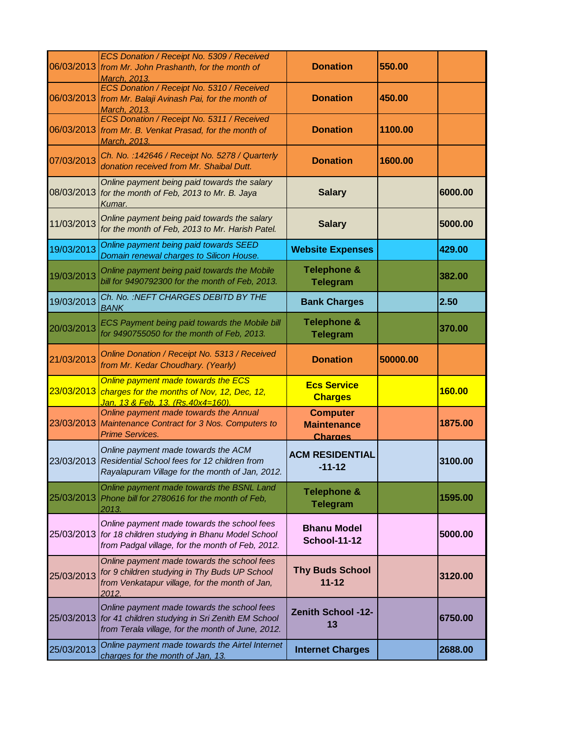| | | | | |
|---|---|---|---|---|
| 06/03/2013 | *ECS Donation / Receipt No. 5309 / Received from Mr. John Prashanth, for the month of March, 2013.* | **Donation** | **550.00** | |
| 06/03/2013 | *ECS Donation / Receipt No. 5310 / Received from Mr. Balaji Avinash Pai, for the month of March, 2013.* | **Donation** | **450.00** | |
| 06/03/2013 | *ECS Donation / Receipt No. 5311 / Received from Mr. B. Venkat Prasad, for the month of March, 2013.* | **Donation** | **1100.00** | |
| 07/03/2013 | *Ch. No. :142646 / Receipt No. 5278 / Quarterly donation received from Mr. Shaibal Dutt.* | **Donation** | **1600.00** | |
| 08/03/2013 | *Online payment being paid towards the salary for the month of Feb, 2013 to Mr. B. Jaya Kumar.* | **Salary** | | **6000.00** |
| 11/03/2013 | *Online payment being paid towards the salary for the month of Feb, 2013 to Mr. Harish Patel.* | **Salary** | | **5000.00** |
| 19/03/2013 | *Online payment being paid towards SEED Domain renewal charges to Silicon House.* | **Website Expenses** | | **429.00** |
| 19/03/2013 | *Online payment being paid towards the Mobile bill for 9490792300 for the month of Feb, 2013.* | **Telephone & Telegram** | | **382.00** |
| 19/03/2013 | *Ch. No. :NEFT CHARGES DEBITD BY THE BANK* | **Bank Charges** | | **2.50** |
| 20/03/2013 | *ECS Payment being paid towards the Mobile bill for 9490755050 for the month of Feb, 2013.* | **Telephone & Telegram** | | **370.00** |
| 21/03/2013 | *Online Donation / Receipt No. 5313 / Received from Mr. Kedar Choudhary. (Yearly)* | **Donation** | **50000.00** | |
| 23/03/2013 | *Online payment made towards the ECS charges for the months of Nov, 12, Dec, 12, Jan, 13 & Feb, 13. (Rs.40x4=160).* | **Ecs Service Charges** | | **160.00** |
| 23/03/2013 | *Online payment made towards the Annual Maintenance Contract for 3 Nos. Computers to Prime Services.* | **Computer Maintenance Charges** | | **1875.00** |
| 23/03/2013 | *Online payment made towards the ACM Residential School fees for 12 children from Rayalapuram Village for the month of Jan, 2012.* | **ACM RESIDENTIAL -11-12** | | **3100.00** |
| 25/03/2013 | *Online payment made towards the BSNL Land Phone bill for 2780616 for the month of Feb, 2013.* | **Telephone & Telegram** | | **1595.00** |
| 25/03/2013 | *Online payment made towards the school fees for 18 children studying in Bhanu Model School from Padgal village, for the month of Feb, 2012.* | **Bhanu Model School-11-12** | | **5000.00** |
| 25/03/2013 | *Online payment made towards the school fees for 9 children studying in Thy Buds UP School from Venkatapur village, for the month of Jan, 2012.* | **Thy Buds School 11-12** | | **3120.00** |
| 25/03/2013 | *Online payment made towards the school fees for 41 children studying in Sri Zenith EM School from Terala village, for the month of June, 2012.* | **Zenith School -12-13** | | **6750.00** |
| 25/03/2013 | *Online payment made towards the Airtel Internet charges for the month of Jan, 13.* | **Internet Charges** | | **2688.00** |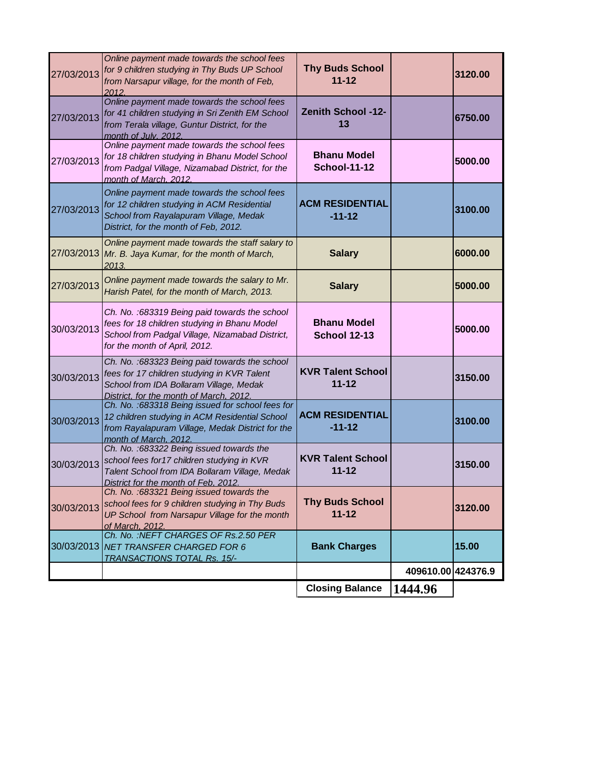| | | | | |
|---|---|---|---|---|
| 27/03/2013 | *Online payment made towards the school fees for 9 children studying in Thy Buds UP School from Narsapur village, for the month of Feb, 2012.* | **Thy Buds School 11-12** | | **3120.00** |
| 27/03/2013 | *Online payment made towards the school fees for 41 children studying in Sri Zenith EM School from Terala village, Guntur District, for the month of July, 2012.* | **Zenith School -12-13** | | **6750.00** |
| 27/03/2013 | *Online payment made towards the school fees for 18 children studying in Bhanu Model School from Padgal Village, Nizamabad District, for the month of March, 2012.* | **Bhanu Model School-11-12** | | **5000.00** |
| 27/03/2013 | *Online payment made towards the school fees for 12 children studying in ACM Residential School from Rayalapuram Village, Medak District, for the month of Feb, 2012.* | **ACM RESIDENTIAL -11-12** | | **3100.00** |
| 27/03/2013 | *Online payment made towards the staff salary to Mr. B. Jaya Kumar, for the month of March, 2013.* | **Salary** | | **6000.00** |
| 27/03/2013 | *Online payment made towards the salary to Mr. Harish Patel, for the month of March, 2013.* | **Salary** | | **5000.00** |
| 30/03/2013 | *Ch. No. :683319 Being paid towards the school fees for 18 children studying in Bhanu Model School from Padgal Village, Nizamabad District, for the month of April, 2012.* | **Bhanu Model School 12-13** | | **5000.00** |
| 30/03/2013 | *Ch. No. :683323 Being paid towards the school fees for 17 children studying in KVR Talent School from IDA Bollaram Village, Medak District, for the month of March, 2012.* | **KVR Talent School 11-12** | | **3150.00** |
| 30/03/2013 | *Ch. No. :683318 Being issued for school fees for 12 children studying in ACM Residential School from Rayalapuram Village, Medak District for the month of March, 2012.* | **ACM RESIDENTIAL -11-12** | | **3100.00** |
| 30/03/2013 | *Ch. No. :683322 Being issued towards the school fees for17 children studying in KVR Talent School from IDA Bollaram Village, Medak District for the month of Feb, 2012.* | **KVR Talent School 11-12** | | **3150.00** |
| 30/03/2013 | *Ch. No. :683321 Being issued towards the school fees for 9 children studying in Thy Buds UP School from Narsapur Village for the month of March, 2012.* | **Thy Buds School 11-12** | | **3120.00** |
| 30/03/2013 | *Ch. No. :NEFT CHARGES OF Rs.2.50 PER NET TRANSFER CHARGED FOR 6 TRANSACTIONS TOTAL Rs. 15/-* | **Bank Charges** | | **15.00** |
| | | | **409610.00** | **424376.9** |
| | | **Closing Balance** | **1444.96** | |